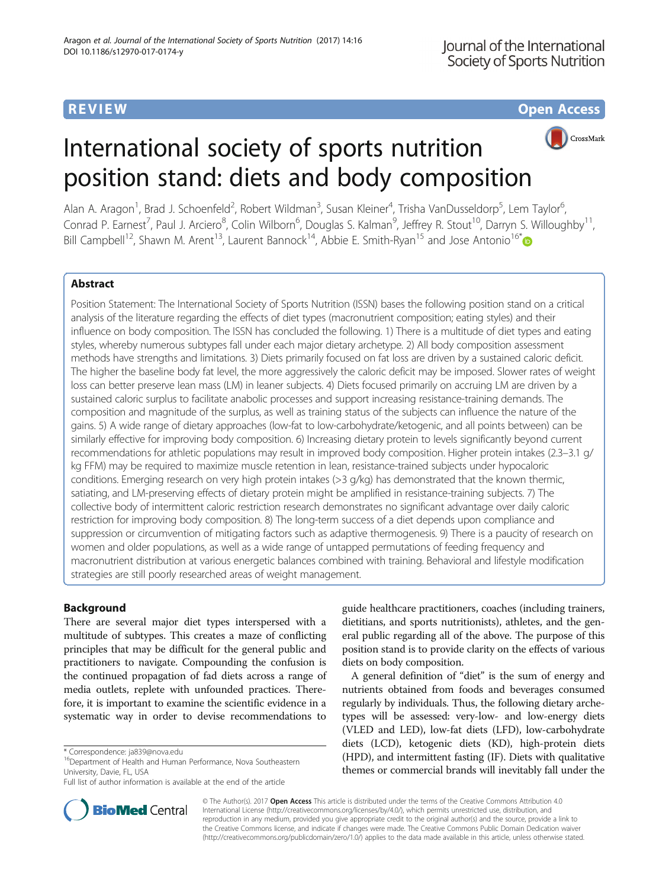REVIEW

Open Access

# International society of sports nutrition position stand: diets and body composition

Alan A. Aragon[1], Brad J. Schoenfeld[2], Robert Wildman[3], Susan Kleiner[4], Trisha VanDusseldorp[5], Lem Taylor[6], Conrad P. Earnest[7], Paul J. Arciero[8], Colin Wilborn[6], Douglas S. Kalman[9], Jeffrey R. Stout[10], Darryn S. Willoughby[11], Bill Campbell[12], Shawn M. Arent[13], Laurent Bannock[14], Abbie E. Smith-Ryan[15] and Jose Antonio[16*]

## Abstract

Position Statement: The International Society of Sports Nutrition (ISSN) bases the following position stand on a critical analysis of the literature regarding the effects of diet types (macronutrient composition; eating styles) and their influence on body composition. The ISSN has concluded the following. 1) There is a multitude of diet types and eating styles, whereby numerous subtypes fall under each major dietary archetype. 2) All body composition assessment methods have strengths and limitations. 3) Diets primarily focused on fat loss are driven by a sustained caloric deficit. The higher the baseline body fat level, the more aggressively the caloric deficit may be imposed. Slower rates of weight loss can better preserve lean mass (LM) in leaner subjects. 4) Diets focused primarily on accruing LM are driven by a sustained caloric surplus to facilitate anabolic processes and support increasing resistance-training demands. The composition and magnitude of the surplus, as well as training status of the subjects can influence the nature of the gains. 5) A wide range of dietary approaches (low-fat to low-carbohydrate/ketogenic, and all points between) can be similarly effective for improving body composition. 6) Increasing dietary protein to levels significantly beyond current recommendations for athletic populations may result in improved body composition. Higher protein intakes (2.3–3.1 g/kg FFM) may be required to maximize muscle retention in lean, resistance-trained subjects under hypocaloric conditions. Emerging research on very high protein intakes (>3 g/kg) has demonstrated that the known thermic, satiating, and LM-preserving effects of dietary protein might be amplified in resistance-training subjects. 7) The collective body of intermittent caloric restriction research demonstrates no significant advantage over daily caloric restriction for improving body composition. 8) The long-term success of a diet depends upon compliance and suppression or circumvention of mitigating factors such as adaptive thermogenesis. 9) There is a paucity of research on women and older populations, as well as a wide range of untapped permutations of feeding frequency and macronutrient distribution at various energetic balances combined with training. Behavioral and lifestyle modification strategies are still poorly researched areas of weight management.

## Background

There are several major diet types interspersed with a multitude of subtypes. This creates a maze of conflicting principles that may be difficult for the general public and practitioners to navigate. Compounding the confusion is the continued propagation of fad diets across a range of media outlets, replete with unfounded practices. Therefore, it is important to examine the scientific evidence in a systematic way in order to devise recommendations to guide healthcare practitioners, coaches (including trainers, dietitians, and sports nutritionists), athletes, and the general public regarding all of the above. The purpose of this position stand is to provide clarity on the effects of various diets on body composition.

A general definition of "diet" is the sum of energy and nutrients obtained from foods and beverages consumed regularly by individuals. Thus, the following dietary archetypes will be assessed: very-low- and low-energy diets (VLED and LED), low-fat diets (LFD), low-carbohydrate diets (LCD), ketogenic diets (KD), high-protein diets (HPD), and intermittent fasting (IF). Diets with qualitative themes or commercial brands will inevitably fall under the

\* Correspondence: ja839@nova.edu
[16]Department of Health and Human Performance, Nova Southeastern University, Davie, FL, USA
Full list of author information is available at the end of the article

© The Author(s). 2017 **Open Access** This article is distributed under the terms of the Creative Commons Attribution 4.0 International License (http://creativecommons.org/licenses/by/4.0/), which permits unrestricted use, distribution, and reproduction in any medium, provided you give appropriate credit to the original author(s) and the source, provide a link to the Creative Commons license, and indicate if changes were made. The Creative Commons Public Domain Dedication waiver (http://creativecommons.org/publicdomain/zero/1.0/) applies to the data made available in this article, unless otherwise stated.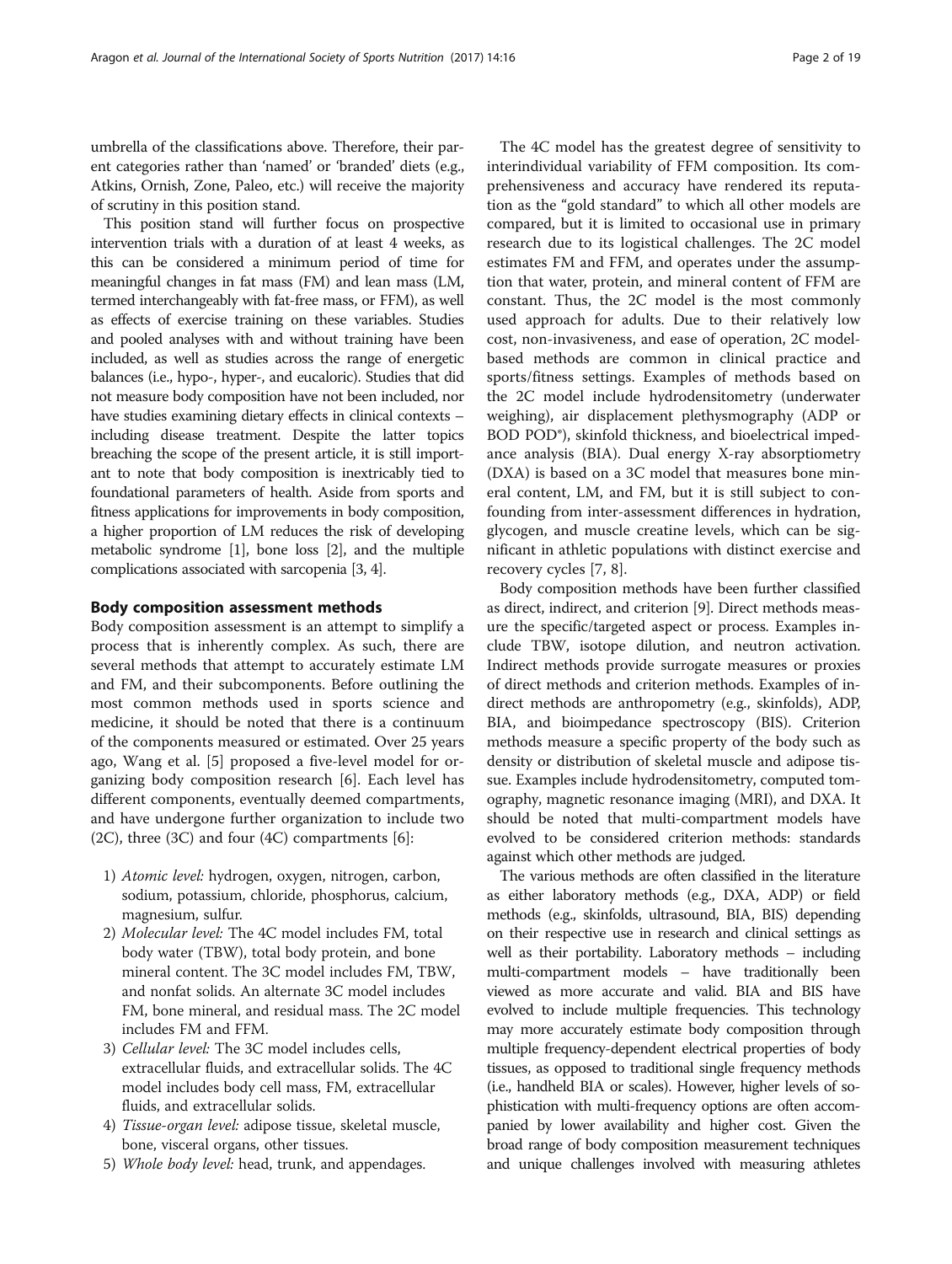umbrella of the classifications above. Therefore, their parent categories rather than 'named' or 'branded' diets (e.g., Atkins, Ornish, Zone, Paleo, etc.) will receive the majority of scrutiny in this position stand.

This position stand will further focus on prospective intervention trials with a duration of at least 4 weeks, as this can be considered a minimum period of time for meaningful changes in fat mass (FM) and lean mass (LM, termed interchangeably with fat-free mass, or FFM), as well as effects of exercise training on these variables. Studies and pooled analyses with and without training have been included, as well as studies across the range of energetic balances (i.e., hypo-, hyper-, and eucaloric). Studies that did not measure body composition have not been included, nor have studies examining dietary effects in clinical contexts – including disease treatment. Despite the latter topics breaching the scope of the present article, it is still important to note that body composition is inextricably tied to foundational parameters of health. Aside from sports and fitness applications for improvements in body composition, a higher proportion of LM reduces the risk of developing metabolic syndrome [1], bone loss [2], and the multiple complications associated with sarcopenia [3, 4].

## Body composition assessment methods

Body composition assessment is an attempt to simplify a process that is inherently complex. As such, there are several methods that attempt to accurately estimate LM and FM, and their subcomponents. Before outlining the most common methods used in sports science and medicine, it should be noted that there is a continuum of the components measured or estimated. Over 25 years ago, Wang et al. [5] proposed a five-level model for organizing body composition research [6]. Each level has different components, eventually deemed compartments, and have undergone further organization to include two (2C), three (3C) and four (4C) compartments [6]:

1) *Atomic level:* hydrogen, oxygen, nitrogen, carbon, sodium, potassium, chloride, phosphorus, calcium, magnesium, sulfur.
2) *Molecular level:* The 4C model includes FM, total body water (TBW), total body protein, and bone mineral content. The 3C model includes FM, TBW, and nonfat solids. An alternate 3C model includes FM, bone mineral, and residual mass. The 2C model includes FM and FFM.
3) *Cellular level:* The 3C model includes cells, extracellular fluids, and extracellular solids. The 4C model includes body cell mass, FM, extracellular fluids, and extracellular solids.
4) *Tissue-organ level:* adipose tissue, skeletal muscle, bone, visceral organs, other tissues.
5) *Whole body level:* head, trunk, and appendages.

The 4C model has the greatest degree of sensitivity to interindividual variability of FFM composition. Its comprehensiveness and accuracy have rendered its reputation as the "gold standard" to which all other models are compared, but it is limited to occasional use in primary research due to its logistical challenges. The 2C model estimates FM and FFM, and operates under the assumption that water, protein, and mineral content of FFM are constant. Thus, the 2C model is the most commonly used approach for adults. Due to their relatively low cost, non-invasiveness, and ease of operation, 2C model-based methods are common in clinical practice and sports/fitness settings. Examples of methods based on the 2C model include hydrodensitometry (underwater weighing), air displacement plethysmography (ADP or BOD POD®), skinfold thickness, and bioelectrical impedance analysis (BIA). Dual energy X-ray absorptiometry (DXA) is based on a 3C model that measures bone mineral content, LM, and FM, but it is still subject to confounding from inter-assessment differences in hydration, glycogen, and muscle creatine levels, which can be significant in athletic populations with distinct exercise and recovery cycles [7, 8].

Body composition methods have been further classified as direct, indirect, and criterion [9]. Direct methods measure the specific/targeted aspect or process. Examples include TBW, isotope dilution, and neutron activation. Indirect methods provide surrogate measures or proxies of direct methods and criterion methods. Examples of indirect methods are anthropometry (e.g., skinfolds), ADP, BIA, and bioimpedance spectroscopy (BIS). Criterion methods measure a specific property of the body such as density or distribution of skeletal muscle and adipose tissue. Examples include hydrodensitometry, computed tomography, magnetic resonance imaging (MRI), and DXA. It should be noted that multi-compartment models have evolved to be considered criterion methods: standards against which other methods are judged.

The various methods are often classified in the literature as either laboratory methods (e.g., DXA, ADP) or field methods (e.g., skinfolds, ultrasound, BIA, BIS) depending on their respective use in research and clinical settings as well as their portability. Laboratory methods – including multi-compartment models – have traditionally been viewed as more accurate and valid. BIA and BIS have evolved to include multiple frequencies. This technology may more accurately estimate body composition through multiple frequency-dependent electrical properties of body tissues, as opposed to traditional single frequency methods (i.e., handheld BIA or scales). However, higher levels of sophistication with multi-frequency options are often accompanied by lower availability and higher cost. Given the broad range of body composition measurement techniques and unique challenges involved with measuring athletes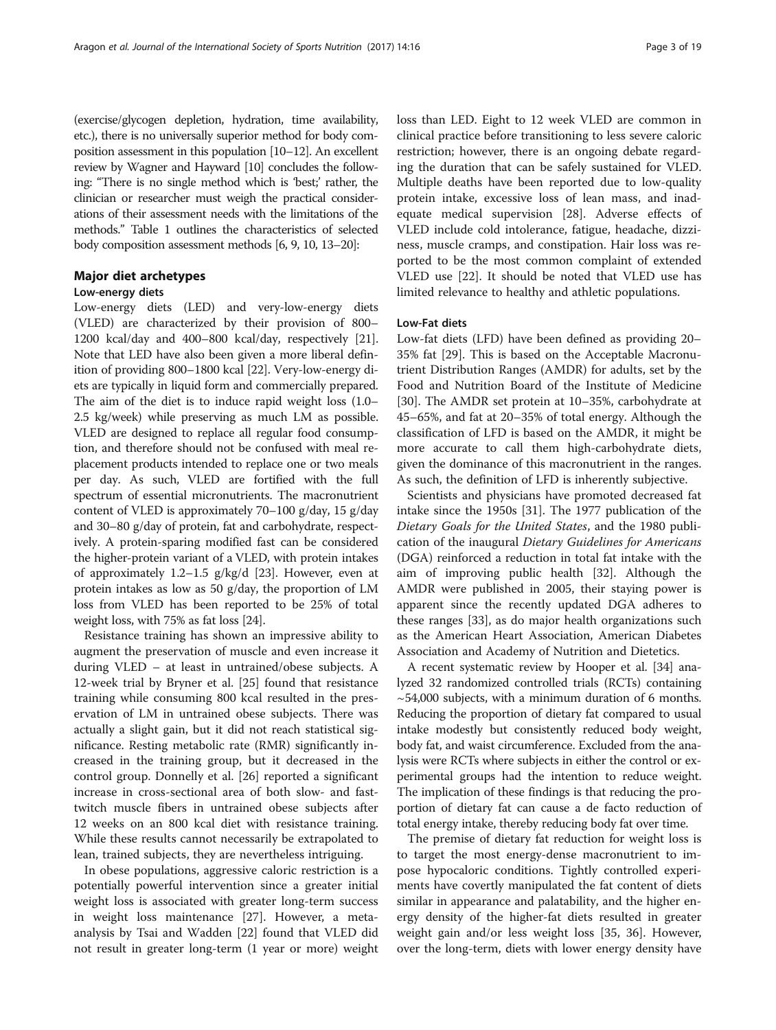(exercise/glycogen depletion, hydration, time availability, etc.), there is no universally superior method for body composition assessment in this population [10–12]. An excellent review by Wagner and Hayward [10] concludes the following: "There is no single method which is 'best;' rather, the clinician or researcher must weigh the practical considerations of their assessment needs with the limitations of the methods." Table 1 outlines the characteristics of selected body composition assessment methods [6, 9, 10, 13–20]:

## Major diet archetypes

### Low-energy diets

Low-energy diets (LED) and very-low-energy diets (VLED) are characterized by their provision of 800–1200 kcal/day and 400–800 kcal/day, respectively [21]. Note that LED have also been given a more liberal definition of providing 800–1800 kcal [22]. Very-low-energy diets are typically in liquid form and commercially prepared. The aim of the diet is to induce rapid weight loss (1.0–2.5 kg/week) while preserving as much LM as possible. VLED are designed to replace all regular food consumption, and therefore should not be confused with meal replacement products intended to replace one or two meals per day. As such, VLED are fortified with the full spectrum of essential micronutrients. The macronutrient content of VLED is approximately 70–100 g/day, 15 g/day and 30–80 g/day of protein, fat and carbohydrate, respectively. A protein-sparing modified fast can be considered the higher-protein variant of a VLED, with protein intakes of approximately 1.2–1.5 g/kg/d [23]. However, even at protein intakes as low as 50 g/day, the proportion of LM loss from VLED has been reported to be 25% of total weight loss, with 75% as fat loss [24].

Resistance training has shown an impressive ability to augment the preservation of muscle and even increase it during VLED – at least in untrained/obese subjects. A 12-week trial by Bryner et al. [25] found that resistance training while consuming 800 kcal resulted in the preservation of LM in untrained obese subjects. There was actually a slight gain, but it did not reach statistical significance. Resting metabolic rate (RMR) significantly increased in the training group, but it decreased in the control group. Donnelly et al. [26] reported a significant increase in cross-sectional area of both slow- and fast-twitch muscle fibers in untrained obese subjects after 12 weeks on an 800 kcal diet with resistance training. While these results cannot necessarily be extrapolated to lean, trained subjects, they are nevertheless intriguing.

In obese populations, aggressive caloric restriction is a potentially powerful intervention since a greater initial weight loss is associated with greater long-term success in weight loss maintenance [27]. However, a meta-analysis by Tsai and Wadden [22] found that VLED did not result in greater long-term (1 year or more) weight loss than LED. Eight to 12 week VLED are common in clinical practice before transitioning to less severe caloric restriction; however, there is an ongoing debate regarding the duration that can be safely sustained for VLED. Multiple deaths have been reported due to low-quality protein intake, excessive loss of lean mass, and inadequate medical supervision [28]. Adverse effects of VLED include cold intolerance, fatigue, headache, dizziness, muscle cramps, and constipation. Hair loss was reported to be the most common complaint of extended VLED use [22]. It should be noted that VLED use has limited relevance to healthy and athletic populations.

### Low-Fat diets

Low-fat diets (LFD) have been defined as providing 20–35% fat [29]. This is based on the Acceptable Macronutrient Distribution Ranges (AMDR) for adults, set by the Food and Nutrition Board of the Institute of Medicine [30]. The AMDR set protein at 10–35%, carbohydrate at 45–65%, and fat at 20–35% of total energy. Although the classification of LFD is based on the AMDR, it might be more accurate to call them high-carbohydrate diets, given the dominance of this macronutrient in the ranges. As such, the definition of LFD is inherently subjective.

Scientists and physicians have promoted decreased fat intake since the 1950s [31]. The 1977 publication of the *Dietary Goals for the United States*, and the 1980 publication of the inaugural *Dietary Guidelines for Americans* (DGA) reinforced a reduction in total fat intake with the aim of improving public health [32]. Although the AMDR were published in 2005, their staying power is apparent since the recently updated DGA adheres to these ranges [33], as do major health organizations such as the American Heart Association, American Diabetes Association and Academy of Nutrition and Dietetics.

A recent systematic review by Hooper et al. [34] analyzed 32 randomized controlled trials (RCTs) containing ~54,000 subjects, with a minimum duration of 6 months. Reducing the proportion of dietary fat compared to usual intake modestly but consistently reduced body weight, body fat, and waist circumference. Excluded from the analysis were RCTs where subjects in either the control or experimental groups had the intention to reduce weight. The implication of these findings is that reducing the proportion of dietary fat can cause a de facto reduction of total energy intake, thereby reducing body fat over time.

The premise of dietary fat reduction for weight loss is to target the most energy-dense macronutrient to impose hypocaloric conditions. Tightly controlled experiments have covertly manipulated the fat content of diets similar in appearance and palatability, and the higher energy density of the higher-fat diets resulted in greater weight gain and/or less weight loss [35, 36]. However, over the long-term, diets with lower energy density have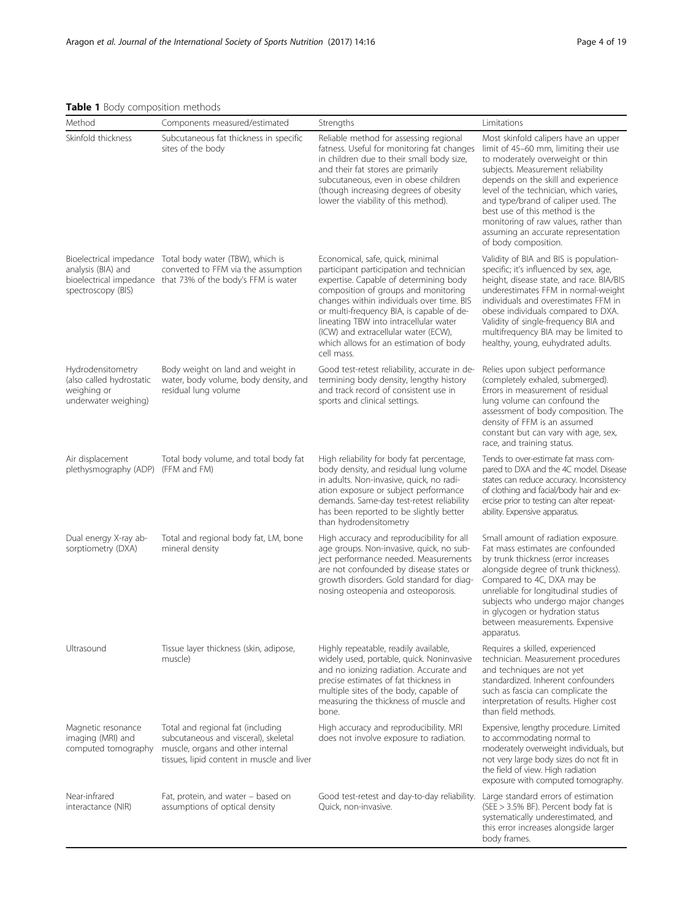**Table 1** Body composition methods

| Method | Components measured/estimated | Strengths | Limitations |
|---|---|---|---|
| Skinfold thickness | Subcutaneous fat thickness in specific sites of the body | Reliable method for assessing regional fatness. Useful for monitoring fat changes in children due to their small body size, and their fat stores are primarily subcutaneous, even in obese children (though increasing degrees of obesity lower the viability of this method). | Most skinfold calipers have an upper limit of 45–60 mm, limiting their use to moderately overweight or thin subjects. Measurement reliability depends on the skill and experience level of the technician, which varies, and type/brand of caliper used. The best use of this method is the monitoring of raw values, rather than assuming an accurate representation of body composition. |
| Bioelectrical impedance analysis (BIA) and bioelectrical impedance spectroscopy (BIS) | Total body water (TBW), which is converted to FFM via the assumption that 73% of the body's FFM is water | Economical, safe, quick, minimal participant participation and technician expertise. Capable of determining body composition of groups and monitoring changes within individuals over time. BIS or multi-frequency BIA, is capable of delineating TBW into intracellular water (ICW) and extracellular water (ECW), which allows for an estimation of body cell mass. | Validity of BIA and BIS is population-specific; it's influenced by sex, age, height, disease state, and race. BIA/BIS underestimates FFM in normal-weight individuals and overestimates FFM in obese individuals compared to DXA. Validity of single-frequency BIA and multifrequency BIA may be limited to healthy, young, euhydrated adults. |
| Hydrodensitometry (also called hydrostatic weighing or underwater weighing) | Body weight on land and weight in water, body volume, body density, and residual lung volume | Good test-retest reliability, accurate in determining body density, lengthy history and track record of consistent use in sports and clinical settings. | Relies upon subject performance (completely exhaled, submerged). Errors in measurement of residual lung volume can confound the assessment of body composition. The density of FFM is an assumed constant but can vary with age, sex, race, and training status. |
| Air displacement plethysmography (ADP) | Total body volume, and total body fat (FFM and FM) | High reliability for body fat percentage, body density, and residual lung volume in adults. Non-invasive, quick, no radiation exposure or subject performance demands. Same-day test-retest reliability has been reported to be slightly better than hydrodensitometry | Tends to over-estimate fat mass compared to DXA and the 4C model. Disease states can reduce accuracy. Inconsistency of clothing and facial/body hair and exercise prior to testing can alter repeatability. Expensive apparatus. |
| Dual energy X-ray absorptiometry (DXA) | Total and regional body fat, LM, bone mineral density | High accuracy and reproducibility for all age groups. Non-invasive, quick, no subject performance needed. Measurements are not confounded by disease states or growth disorders. Gold standard for diagnosing osteopenia and osteoporosis. | Small amount of radiation exposure. Fat mass estimates are confounded by trunk thickness (error increases alongside degree of trunk thickness). Compared to 4C, DXA may be unreliable for longitudinal studies of subjects who undergo major changes in glycogen or hydration status between measurements. Expensive apparatus. |
| Ultrasound | Tissue layer thickness (skin, adipose, muscle) | Highly repeatable, readily available, widely used, portable, quick. Noninvasive and no ionizing radiation. Accurate and precise estimates of fat thickness in multiple sites of the body, capable of measuring the thickness of muscle and bone. | Requires a skilled, experienced technician. Measurement procedures and techniques are not yet standardized. Inherent confounders such as fascia can complicate the interpretation of results. Higher cost than field methods. |
| Magnetic resonance imaging (MRI) and computed tomography | Total and regional fat (including subcutaneous and visceral), skeletal muscle, organs and other internal tissues, lipid content in muscle and liver | High accuracy and reproducibility. MRI does not involve exposure to radiation. | Expensive, lengthy procedure. Limited to accommodating normal to moderately overweight individuals, but not very large body sizes do not fit in the field of view. High radiation exposure with computed tomography. |
| Near-infrared interactance (NIR) | Fat, protein, and water – based on assumptions of optical density | Good test-retest and day-to-day reliability. Quick, non-invasive. | Large standard errors of estimation (SEE > 3.5% BF). Percent body fat is systematically underestimated, and this error increases alongside larger body frames. |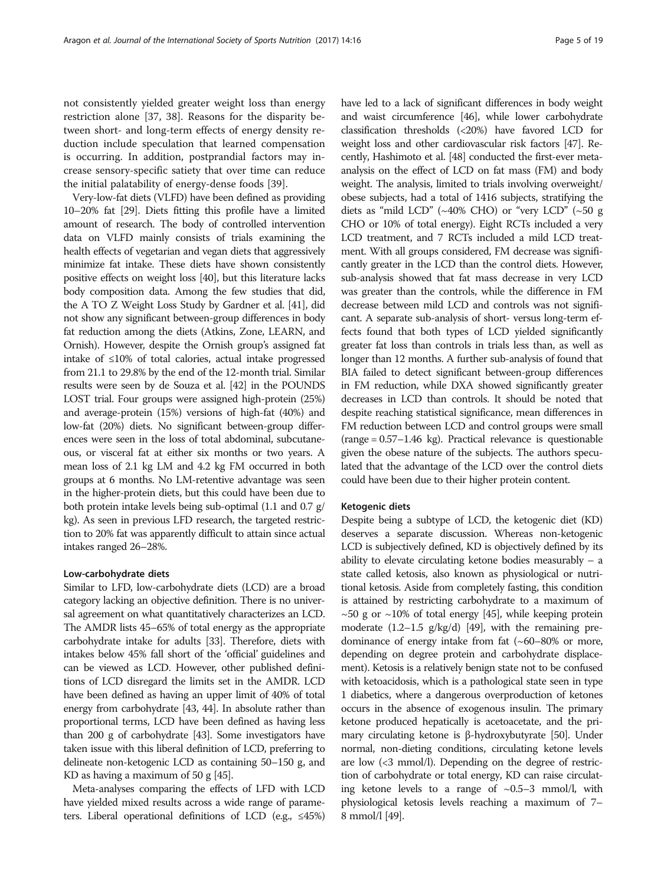not consistently yielded greater weight loss than energy restriction alone [37, 38]. Reasons for the disparity between short- and long-term effects of energy density reduction include speculation that learned compensation is occurring. In addition, postprandial factors may increase sensory-specific satiety that over time can reduce the initial palatability of energy-dense foods [39].

Very-low-fat diets (VLFD) have been defined as providing 10–20% fat [29]. Diets fitting this profile have a limited amount of research. The body of controlled intervention data on VLFD mainly consists of trials examining the health effects of vegetarian and vegan diets that aggressively minimize fat intake. These diets have shown consistently positive effects on weight loss [40], but this literature lacks body composition data. Among the few studies that did, the A TO Z Weight Loss Study by Gardner et al. [41], did not show any significant between-group differences in body fat reduction among the diets (Atkins, Zone, LEARN, and Ornish). However, despite the Ornish group's assigned fat intake of ≤10% of total calories, actual intake progressed from 21.1 to 29.8% by the end of the 12-month trial. Similar results were seen by de Souza et al. [42] in the POUNDS LOST trial. Four groups were assigned high-protein (25%) and average-protein (15%) versions of high-fat (40%) and low-fat (20%) diets. No significant between-group differences were seen in the loss of total abdominal, subcutaneous, or visceral fat at either six months or two years. A mean loss of 2.1 kg LM and 4.2 kg FM occurred in both groups at 6 months. No LM-retentive advantage was seen in the higher-protein diets, but this could have been due to both protein intake levels being sub-optimal (1.1 and 0.7 g/kg). As seen in previous LFD research, the targeted restriction to 20% fat was apparently difficult to attain since actual intakes ranged 26–28%.

### Low-carbohydrate diets

Similar to LFD, low-carbohydrate diets (LCD) are a broad category lacking an objective definition. There is no universal agreement on what quantitatively characterizes an LCD. The AMDR lists 45–65% of total energy as the appropriate carbohydrate intake for adults [33]. Therefore, diets with intakes below 45% fall short of the 'official' guidelines and can be viewed as LCD. However, other published definitions of LCD disregard the limits set in the AMDR. LCD have been defined as having an upper limit of 40% of total energy from carbohydrate [43, 44]. In absolute rather than proportional terms, LCD have been defined as having less than 200 g of carbohydrate [43]. Some investigators have taken issue with this liberal definition of LCD, preferring to delineate non-ketogenic LCD as containing 50–150 g, and KD as having a maximum of 50 g [45].

Meta-analyses comparing the effects of LFD with LCD have yielded mixed results across a wide range of parameters. Liberal operational definitions of LCD (e.g., ≤45%) have led to a lack of significant differences in body weight and waist circumference [46], while lower carbohydrate classification thresholds (<20%) have favored LCD for weight loss and other cardiovascular risk factors [47]. Recently, Hashimoto et al. [48] conducted the first-ever meta-analysis on the effect of LCD on fat mass (FM) and body weight. The analysis, limited to trials involving overweight/obese subjects, had a total of 1416 subjects, stratifying the diets as "mild LCD" (~40% CHO) or "very LCD" (~50 g CHO or 10% of total energy). Eight RCTs included a very LCD treatment, and 7 RCTs included a mild LCD treatment. With all groups considered, FM decrease was significantly greater in the LCD than the control diets. However, sub-analysis showed that fat mass decrease in very LCD was greater than the controls, while the difference in FM decrease between mild LCD and controls was not significant. A separate sub-analysis of short- versus long-term effects found that both types of LCD yielded significantly greater fat loss than controls in trials less than, as well as longer than 12 months. A further sub-analysis of found that BIA failed to detect significant between-group differences in FM reduction, while DXA showed significantly greater decreases in LCD than controls. It should be noted that despite reaching statistical significance, mean differences in FM reduction between LCD and control groups were small (range = 0.57–1.46 kg). Practical relevance is questionable given the obese nature of the subjects. The authors speculated that the advantage of the LCD over the control diets could have been due to their higher protein content.

### Ketogenic diets

Despite being a subtype of LCD, the ketogenic diet (KD) deserves a separate discussion. Whereas non-ketogenic LCD is subjectively defined, KD is objectively defined by its ability to elevate circulating ketone bodies measurably – a state called ketosis, also known as physiological or nutritional ketosis. Aside from completely fasting, this condition is attained by restricting carbohydrate to a maximum of ~50 g or ~10% of total energy [45], while keeping protein moderate (1.2–1.5 g/kg/d) [49], with the remaining predominance of energy intake from fat (~60–80% or more, depending on degree protein and carbohydrate displacement). Ketosis is a relatively benign state not to be confused with ketoacidosis, which is a pathological state seen in type 1 diabetics, where a dangerous overproduction of ketones occurs in the absence of exogenous insulin. The primary ketone produced hepatically is acetoacetate, and the primary circulating ketone is β-hydroxybutyrate [50]. Under normal, non-dieting conditions, circulating ketone levels are low (<3 mmol/l). Depending on the degree of restriction of carbohydrate or total energy, KD can raise circulating ketone levels to a range of ~0.5–3 mmol/l, with physiological ketosis levels reaching a maximum of 7–8 mmol/l [49].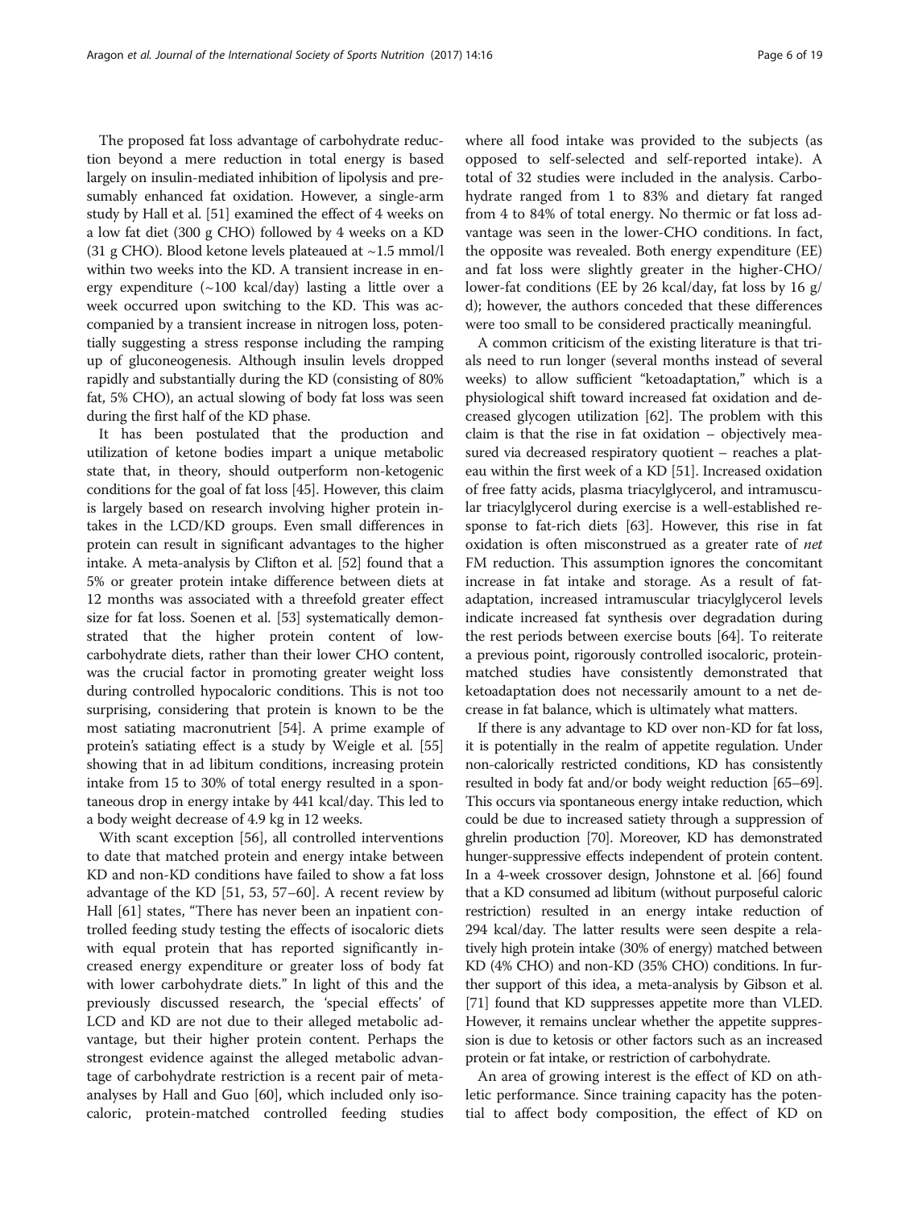The proposed fat loss advantage of carbohydrate reduction beyond a mere reduction in total energy is based largely on insulin-mediated inhibition of lipolysis and presumably enhanced fat oxidation. However, a single-arm study by Hall et al. [51] examined the effect of 4 weeks on a low fat diet (300 g CHO) followed by 4 weeks on a KD (31 g CHO). Blood ketone levels plateaued at ~1.5 mmol/l within two weeks into the KD. A transient increase in energy expenditure (~100 kcal/day) lasting a little over a week occurred upon switching to the KD. This was accompanied by a transient increase in nitrogen loss, potentially suggesting a stress response including the ramping up of gluconeogenesis. Although insulin levels dropped rapidly and substantially during the KD (consisting of 80% fat, 5% CHO), an actual slowing of body fat loss was seen during the first half of the KD phase.

It has been postulated that the production and utilization of ketone bodies impart a unique metabolic state that, in theory, should outperform non-ketogenic conditions for the goal of fat loss [45]. However, this claim is largely based on research involving higher protein intakes in the LCD/KD groups. Even small differences in protein can result in significant advantages to the higher intake. A meta-analysis by Clifton et al. [52] found that a 5% or greater protein intake difference between diets at 12 months was associated with a threefold greater effect size for fat loss. Soenen et al. [53] systematically demonstrated that the higher protein content of low-carbohydrate diets, rather than their lower CHO content, was the crucial factor in promoting greater weight loss during controlled hypocaloric conditions. This is not too surprising, considering that protein is known to be the most satiating macronutrient [54]. A prime example of protein's satiating effect is a study by Weigle et al. [55] showing that in ad libitum conditions, increasing protein intake from 15 to 30% of total energy resulted in a spontaneous drop in energy intake by 441 kcal/day. This led to a body weight decrease of 4.9 kg in 12 weeks.

With scant exception [56], all controlled interventions to date that matched protein and energy intake between KD and non-KD conditions have failed to show a fat loss advantage of the KD [51, 53, 57–60]. A recent review by Hall [61] states, "There has never been an inpatient controlled feeding study testing the effects of isocaloric diets with equal protein that has reported significantly increased energy expenditure or greater loss of body fat with lower carbohydrate diets." In light of this and the previously discussed research, the 'special effects' of LCD and KD are not due to their alleged metabolic advantage, but their higher protein content. Perhaps the strongest evidence against the alleged metabolic advantage of carbohydrate restriction is a recent pair of meta-analyses by Hall and Guo [60], which included only isocaloric, protein-matched controlled feeding studies where all food intake was provided to the subjects (as opposed to self-selected and self-reported intake). A total of 32 studies were included in the analysis. Carbohydrate ranged from 1 to 83% and dietary fat ranged from 4 to 84% of total energy. No thermic or fat loss advantage was seen in the lower-CHO conditions. In fact, the opposite was revealed. Both energy expenditure (EE) and fat loss were slightly greater in the higher-CHO/lower-fat conditions (EE by 26 kcal/day, fat loss by 16 g/d); however, the authors conceded that these differences were too small to be considered practically meaningful.

A common criticism of the existing literature is that trials need to run longer (several months instead of several weeks) to allow sufficient "ketoadaptation," which is a physiological shift toward increased fat oxidation and decreased glycogen utilization [62]. The problem with this claim is that the rise in fat oxidation – objectively measured via decreased respiratory quotient – reaches a plateau within the first week of a KD [51]. Increased oxidation of free fatty acids, plasma triacylglycerol, and intramuscular triacylglycerol during exercise is a well-established response to fat-rich diets [63]. However, this rise in fat oxidation is often misconstrued as a greater rate of *net* FM reduction. This assumption ignores the concomitant increase in fat intake and storage. As a result of fat-adaptation, increased intramuscular triacylglycerol levels indicate increased fat synthesis over degradation during the rest periods between exercise bouts [64]. To reiterate a previous point, rigorously controlled isocaloric, protein-matched studies have consistently demonstrated that ketoadaptation does not necessarily amount to a net decrease in fat balance, which is ultimately what matters.

If there is any advantage to KD over non-KD for fat loss, it is potentially in the realm of appetite regulation. Under non-calorically restricted conditions, KD has consistently resulted in body fat and/or body weight reduction [65–69]. This occurs via spontaneous energy intake reduction, which could be due to increased satiety through a suppression of ghrelin production [70]. Moreover, KD has demonstrated hunger-suppressive effects independent of protein content. In a 4-week crossover design, Johnstone et al. [66] found that a KD consumed ad libitum (without purposeful caloric restriction) resulted in an energy intake reduction of 294 kcal/day. The latter results were seen despite a relatively high protein intake (30% of energy) matched between KD (4% CHO) and non-KD (35% CHO) conditions. In further support of this idea, a meta-analysis by Gibson et al. [71] found that KD suppresses appetite more than VLED. However, it remains unclear whether the appetite suppression is due to ketosis or other factors such as an increased protein or fat intake, or restriction of carbohydrate.

An area of growing interest is the effect of KD on athletic performance. Since training capacity has the potential to affect body composition, the effect of KD on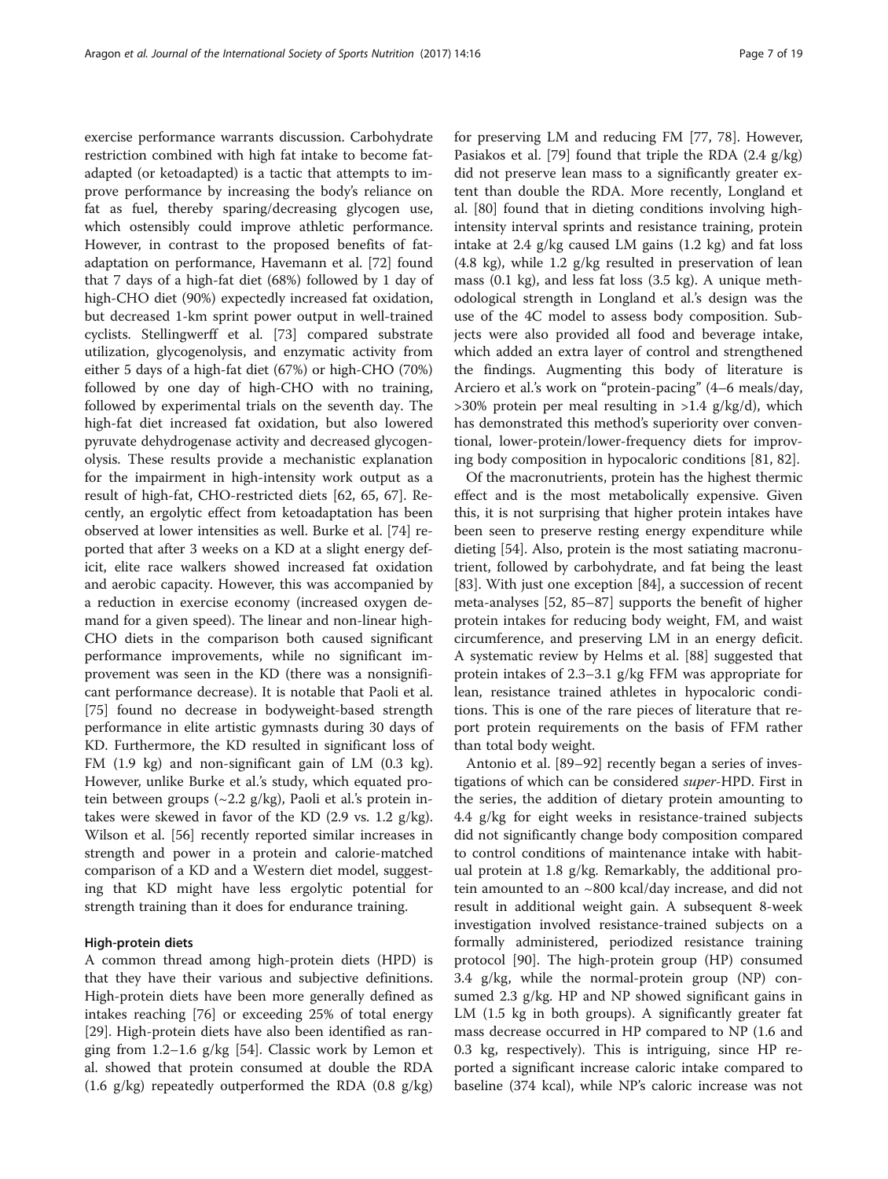exercise performance warrants discussion. Carbohydrate restriction combined with high fat intake to become fat-adapted (or ketoadapted) is a tactic that attempts to improve performance by increasing the body's reliance on fat as fuel, thereby sparing/decreasing glycogen use, which ostensibly could improve athletic performance. However, in contrast to the proposed benefits of fat-adaptation on performance, Havemann et al. [72] found that 7 days of a high-fat diet (68%) followed by 1 day of high-CHO diet (90%) expectedly increased fat oxidation, but decreased 1-km sprint power output in well-trained cyclists. Stellingwerff et al. [73] compared substrate utilization, glycogenolysis, and enzymatic activity from either 5 days of a high-fat diet (67%) or high-CHO (70%) followed by one day of high-CHO with no training, followed by experimental trials on the seventh day. The high-fat diet increased fat oxidation, but also lowered pyruvate dehydrogenase activity and decreased glycogenolysis. These results provide a mechanistic explanation for the impairment in high-intensity work output as a result of high-fat, CHO-restricted diets [62, 65, 67]. Recently, an ergolytic effect from ketoadaptation has been observed at lower intensities as well. Burke et al. [74] reported that after 3 weeks on a KD at a slight energy deficit, elite race walkers showed increased fat oxidation and aerobic capacity. However, this was accompanied by a reduction in exercise economy (increased oxygen demand for a given speed). The linear and non-linear high-CHO diets in the comparison both caused significant performance improvements, while no significant improvement was seen in the KD (there was a nonsignificant performance decrease). It is notable that Paoli et al. [75] found no decrease in bodyweight-based strength performance in elite artistic gymnasts during 30 days of KD. Furthermore, the KD resulted in significant loss of FM (1.9 kg) and non-significant gain of LM (0.3 kg). However, unlike Burke et al.'s study, which equated protein between groups (~2.2 g/kg), Paoli et al.'s protein intakes were skewed in favor of the KD (2.9 vs. 1.2 g/kg). Wilson et al. [56] recently reported similar increases in strength and power in a protein and calorie-matched comparison of a KD and a Western diet model, suggesting that KD might have less ergolytic potential for strength training than it does for endurance training.

### High-protein diets

A common thread among high-protein diets (HPD) is that they have their various and subjective definitions. High-protein diets have been more generally defined as intakes reaching [76] or exceeding 25% of total energy [29]. High-protein diets have also been identified as ranging from 1.2–1.6 g/kg [54]. Classic work by Lemon et al. showed that protein consumed at double the RDA (1.6 g/kg) repeatedly outperformed the RDA (0.8 g/kg) for preserving LM and reducing FM [77, 78]. However, Pasiakos et al. [79] found that triple the RDA (2.4 g/kg) did not preserve lean mass to a significantly greater extent than double the RDA. More recently, Longland et al. [80] found that in dieting conditions involving high-intensity interval sprints and resistance training, protein intake at 2.4 g/kg caused LM gains (1.2 kg) and fat loss (4.8 kg), while 1.2 g/kg resulted in preservation of lean mass (0.1 kg), and less fat loss (3.5 kg). A unique methodological strength in Longland et al.'s design was the use of the 4C model to assess body composition. Subjects were also provided all food and beverage intake, which added an extra layer of control and strengthened the findings. Augmenting this body of literature is Arciero et al.'s work on "protein-pacing" (4–6 meals/day, >30% protein per meal resulting in >1.4 g/kg/d), which has demonstrated this method's superiority over conventional, lower-protein/lower-frequency diets for improving body composition in hypocaloric conditions [81, 82].

Of the macronutrients, protein has the highest thermic effect and is the most metabolically expensive. Given this, it is not surprising that higher protein intakes have been seen to preserve resting energy expenditure while dieting [54]. Also, protein is the most satiating macronutrient, followed by carbohydrate, and fat being the least [83]. With just one exception [84], a succession of recent meta-analyses [52, 85–87] supports the benefit of higher protein intakes for reducing body weight, FM, and waist circumference, and preserving LM in an energy deficit. A systematic review by Helms et al. [88] suggested that protein intakes of 2.3–3.1 g/kg FFM was appropriate for lean, resistance trained athletes in hypocaloric conditions. This is one of the rare pieces of literature that report protein requirements on the basis of FFM rather than total body weight.

Antonio et al. [89–92] recently began a series of investigations of which can be considered *super*-HPD. First in the series, the addition of dietary protein amounting to 4.4 g/kg for eight weeks in resistance-trained subjects did not significantly change body composition compared to control conditions of maintenance intake with habitual protein at 1.8 g/kg. Remarkably, the additional protein amounted to an ~800 kcal/day increase, and did not result in additional weight gain. A subsequent 8-week investigation involved resistance-trained subjects on a formally administered, periodized resistance training protocol [90]. The high-protein group (HP) consumed 3.4 g/kg, while the normal-protein group (NP) consumed 2.3 g/kg. HP and NP showed significant gains in LM (1.5 kg in both groups). A significantly greater fat mass decrease occurred in HP compared to NP (1.6 and 0.3 kg, respectively). This is intriguing, since HP reported a significant increase caloric intake compared to baseline (374 kcal), while NP's caloric increase was not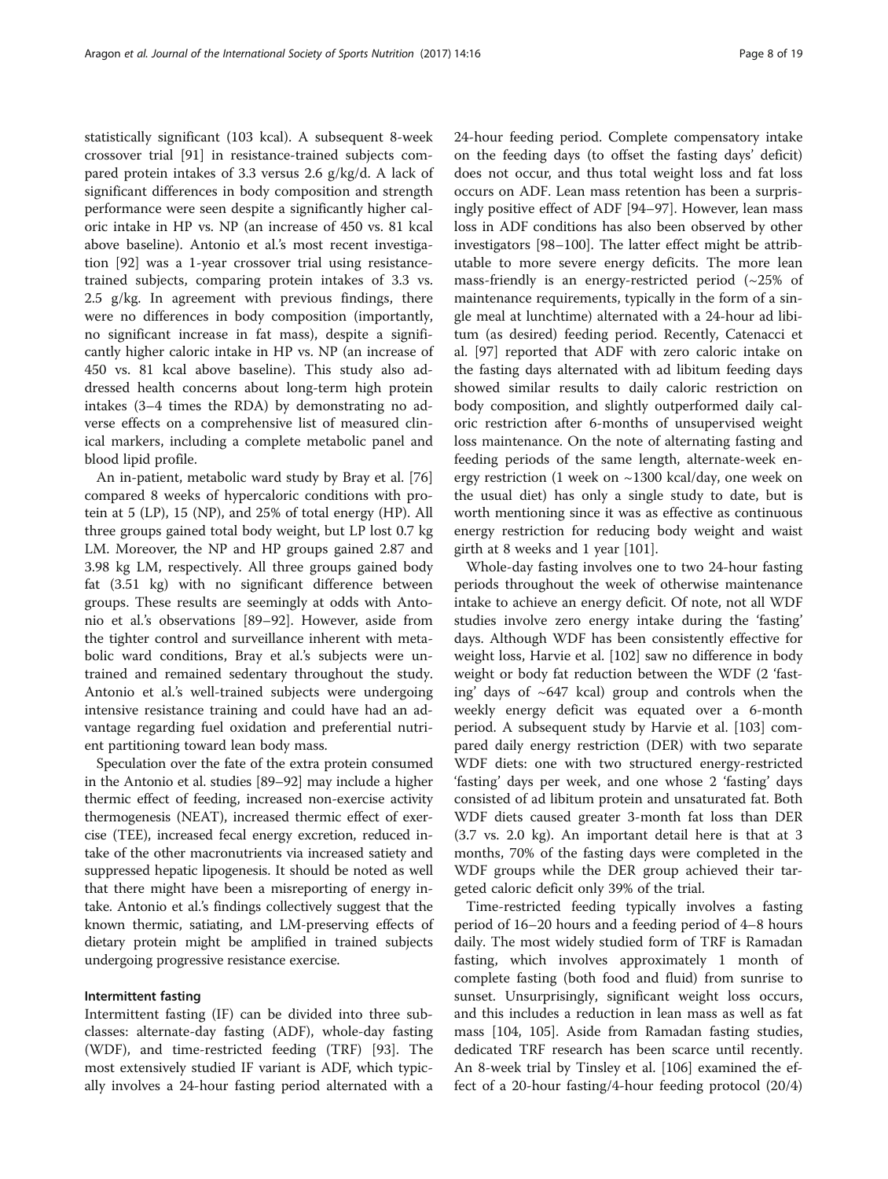statistically significant (103 kcal). A subsequent 8-week crossover trial [91] in resistance-trained subjects compared protein intakes of 3.3 versus 2.6 g/kg/d. A lack of significant differences in body composition and strength performance were seen despite a significantly higher caloric intake in HP vs. NP (an increase of 450 vs. 81 kcal above baseline). Antonio et al.'s most recent investigation [92] was a 1-year crossover trial using resistance-trained subjects, comparing protein intakes of 3.3 vs. 2.5 g/kg. In agreement with previous findings, there were no differences in body composition (importantly, no significant increase in fat mass), despite a significantly higher caloric intake in HP vs. NP (an increase of 450 vs. 81 kcal above baseline). This study also addressed health concerns about long-term high protein intakes (3–4 times the RDA) by demonstrating no adverse effects on a comprehensive list of measured clinical markers, including a complete metabolic panel and blood lipid profile.

An in-patient, metabolic ward study by Bray et al. [76] compared 8 weeks of hypercaloric conditions with protein at 5 (LP), 15 (NP), and 25% of total energy (HP). All three groups gained total body weight, but LP lost 0.7 kg LM. Moreover, the NP and HP groups gained 2.87 and 3.98 kg LM, respectively. All three groups gained body fat (3.51 kg) with no significant difference between groups. These results are seemingly at odds with Antonio et al.'s observations [89–92]. However, aside from the tighter control and surveillance inherent with metabolic ward conditions, Bray et al.'s subjects were untrained and remained sedentary throughout the study. Antonio et al.'s well-trained subjects were undergoing intensive resistance training and could have had an advantage regarding fuel oxidation and preferential nutrient partitioning toward lean body mass.

Speculation over the fate of the extra protein consumed in the Antonio et al. studies [89–92] may include a higher thermic effect of feeding, increased non-exercise activity thermogenesis (NEAT), increased thermic effect of exercise (TEE), increased fecal energy excretion, reduced intake of the other macronutrients via increased satiety and suppressed hepatic lipogenesis. It should be noted as well that there might have been a misreporting of energy intake. Antonio et al.'s findings collectively suggest that the known thermic, satiating, and LM-preserving effects of dietary protein might be amplified in trained subjects undergoing progressive resistance exercise.

#### Intermittent fasting

Intermittent fasting (IF) can be divided into three subclasses: alternate-day fasting (ADF), whole-day fasting (WDF), and time-restricted feeding (TRF) [93]. The most extensively studied IF variant is ADF, which typically involves a 24-hour fasting period alternated with a 24-hour feeding period. Complete compensatory intake on the feeding days (to offset the fasting days' deficit) does not occur, and thus total weight loss and fat loss occurs on ADF. Lean mass retention has been a surprisingly positive effect of ADF [94–97]. However, lean mass loss in ADF conditions has also been observed by other investigators [98–100]. The latter effect might be attributable to more severe energy deficits. The more lean mass-friendly is an energy-restricted period (~25% of maintenance requirements, typically in the form of a single meal at lunchtime) alternated with a 24-hour ad libitum (as desired) feeding period. Recently, Catenacci et al. [97] reported that ADF with zero caloric intake on the fasting days alternated with ad libitum feeding days showed similar results to daily caloric restriction on body composition, and slightly outperformed daily caloric restriction after 6-months of unsupervised weight loss maintenance. On the note of alternating fasting and feeding periods of the same length, alternate-week energy restriction (1 week on ~1300 kcal/day, one week on the usual diet) has only a single study to date, but is worth mentioning since it was as effective as continuous energy restriction for reducing body weight and waist girth at 8 weeks and 1 year [101].

Whole-day fasting involves one to two 24-hour fasting periods throughout the week of otherwise maintenance intake to achieve an energy deficit. Of note, not all WDF studies involve zero energy intake during the 'fasting' days. Although WDF has been consistently effective for weight loss, Harvie et al. [102] saw no difference in body weight or body fat reduction between the WDF (2 'fasting' days of ~647 kcal) group and controls when the weekly energy deficit was equated over a 6-month period. A subsequent study by Harvie et al. [103] compared daily energy restriction (DER) with two separate WDF diets: one with two structured energy-restricted 'fasting' days per week, and one whose 2 'fasting' days consisted of ad libitum protein and unsaturated fat. Both WDF diets caused greater 3-month fat loss than DER (3.7 vs. 2.0 kg). An important detail here is that at 3 months, 70% of the fasting days were completed in the WDF groups while the DER group achieved their targeted caloric deficit only 39% of the trial.

Time-restricted feeding typically involves a fasting period of 16–20 hours and a feeding period of 4–8 hours daily. The most widely studied form of TRF is Ramadan fasting, which involves approximately 1 month of complete fasting (both food and fluid) from sunrise to sunset. Unsurprisingly, significant weight loss occurs, and this includes a reduction in lean mass as well as fat mass [104, 105]. Aside from Ramadan fasting studies, dedicated TRF research has been scarce until recently. An 8-week trial by Tinsley et al. [106] examined the effect of a 20-hour fasting/4-hour feeding protocol (20/4)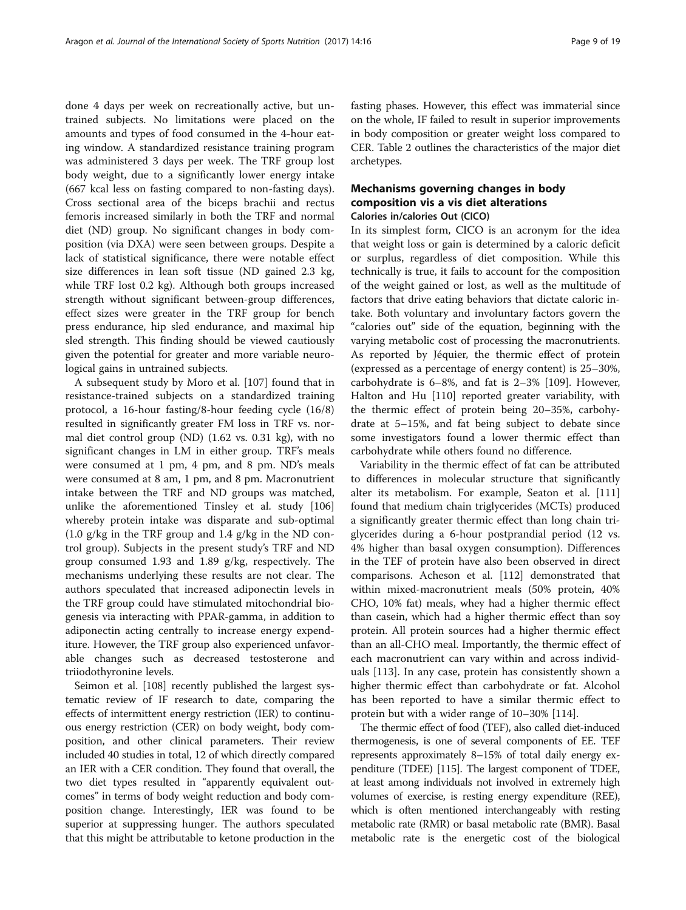done 4 days per week on recreationally active, but untrained subjects. No limitations were placed on the amounts and types of food consumed in the 4-hour eating window. A standardized resistance training program was administered 3 days per week. The TRF group lost body weight, due to a significantly lower energy intake (667 kcal less on fasting compared to non-fasting days). Cross sectional area of the biceps brachii and rectus femoris increased similarly in both the TRF and normal diet (ND) group. No significant changes in body composition (via DXA) were seen between groups. Despite a lack of statistical significance, there were notable effect size differences in lean soft tissue (ND gained 2.3 kg, while TRF lost 0.2 kg). Although both groups increased strength without significant between-group differences, effect sizes were greater in the TRF group for bench press endurance, hip sled endurance, and maximal hip sled strength. This finding should be viewed cautiously given the potential for greater and more variable neurological gains in untrained subjects.

A subsequent study by Moro et al. [107] found that in resistance-trained subjects on a standardized training protocol, a 16-hour fasting/8-hour feeding cycle (16/8) resulted in significantly greater FM loss in TRF vs. normal diet control group (ND) (1.62 vs. 0.31 kg), with no significant changes in LM in either group. TRF's meals were consumed at 1 pm, 4 pm, and 8 pm. ND's meals were consumed at 8 am, 1 pm, and 8 pm. Macronutrient intake between the TRF and ND groups was matched, unlike the aforementioned Tinsley et al. study [106] whereby protein intake was disparate and sub-optimal (1.0 g/kg in the TRF group and 1.4 g/kg in the ND control group). Subjects in the present study's TRF and ND group consumed 1.93 and 1.89 g/kg, respectively. The mechanisms underlying these results are not clear. The authors speculated that increased adiponectin levels in the TRF group could have stimulated mitochondrial biogenesis via interacting with PPAR-gamma, in addition to adiponectin acting centrally to increase energy expenditure. However, the TRF group also experienced unfavorable changes such as decreased testosterone and triiodothyronine levels.

Seimon et al. [108] recently published the largest systematic review of IF research to date, comparing the effects of intermittent energy restriction (IER) to continuous energy restriction (CER) on body weight, body composition, and other clinical parameters. Their review included 40 studies in total, 12 of which directly compared an IER with a CER condition. They found that overall, the two diet types resulted in "apparently equivalent outcomes" in terms of body weight reduction and body composition change. Interestingly, IER was found to be superior at suppressing hunger. The authors speculated that this might be attributable to ketone production in the fasting phases. However, this effect was immaterial since on the whole, IF failed to result in superior improvements in body composition or greater weight loss compared to CER. Table 2 outlines the characteristics of the major diet archetypes.

## Mechanisms governing changes in body composition vis a vis diet alterations

### Calories in/calories Out (CICO)

In its simplest form, CICO is an acronym for the idea that weight loss or gain is determined by a caloric deficit or surplus, regardless of diet composition. While this technically is true, it fails to account for the composition of the weight gained or lost, as well as the multitude of factors that drive eating behaviors that dictate caloric intake. Both voluntary and involuntary factors govern the "calories out" side of the equation, beginning with the varying metabolic cost of processing the macronutrients. As reported by Jéquier, the thermic effect of protein (expressed as a percentage of energy content) is 25–30%, carbohydrate is 6–8%, and fat is 2–3% [109]. However, Halton and Hu [110] reported greater variability, with the thermic effect of protein being 20–35%, carbohydrate at 5–15%, and fat being subject to debate since some investigators found a lower thermic effect than carbohydrate while others found no difference.

Variability in the thermic effect of fat can be attributed to differences in molecular structure that significantly alter its metabolism. For example, Seaton et al. [111] found that medium chain triglycerides (MCTs) produced a significantly greater thermic effect than long chain triglycerides during a 6-hour postprandial period (12 vs. 4% higher than basal oxygen consumption). Differences in the TEF of protein have also been observed in direct comparisons. Acheson et al. [112] demonstrated that within mixed-macronutrient meals (50% protein, 40% CHO, 10% fat) meals, whey had a higher thermic effect than casein, which had a higher thermic effect than soy protein. All protein sources had a higher thermic effect than an all-CHO meal. Importantly, the thermic effect of each macronutrient can vary within and across individuals [113]. In any case, protein has consistently shown a higher thermic effect than carbohydrate or fat. Alcohol has been reported to have a similar thermic effect to protein but with a wider range of 10–30% [114].

The thermic effect of food (TEF), also called diet-induced thermogenesis, is one of several components of EE. TEF represents approximately 8–15% of total daily energy expenditure (TDEE) [115]. The largest component of TDEE, at least among individuals not involved in extremely high volumes of exercise, is resting energy expenditure (REE), which is often mentioned interchangeably with resting metabolic rate (RMR) or basal metabolic rate (BMR). Basal metabolic rate is the energetic cost of the biological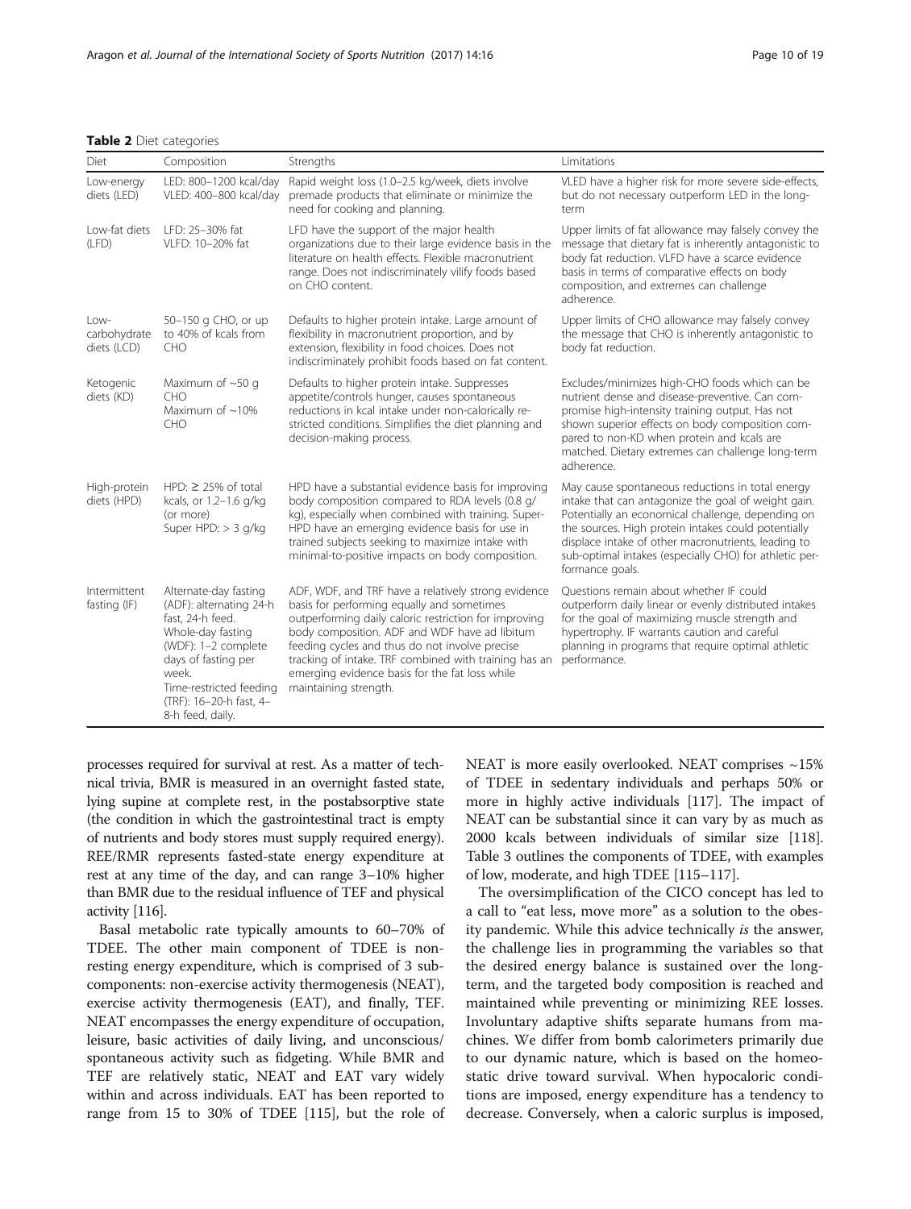**Table 2** Diet categories

| Diet | Composition | Strengths | Limitations |
|---|---|---|---|
| Low-energy diets (LED) | LED: 800–1200 kcal/day VLED: 400–800 kcal/day | Rapid weight loss (1.0–2.5 kg/week, diets involve premade products that eliminate or minimize the need for cooking and planning. | VLED have a higher risk for more severe side-effects, but do not necessary outperform LED in the long-term |
| Low-fat diets (LFD) | LFD: 25–30% fat VLFD: 10–20% fat | LFD have the support of the major health organizations due to their large evidence basis in the literature on health effects. Flexible macronutrient range. Does not indiscriminately vilify foods based on CHO content. | Upper limits of fat allowance may falsely convey the message that dietary fat is inherently antagonistic to body fat reduction. VLFD have a scarce evidence basis in terms of comparative effects on body composition, and extremes can challenge adherence. |
| Low-carbohydrate diets (LCD) | 50–150 g CHO, or up to 40% of kcals from CHO | Defaults to higher protein intake. Large amount of flexibility in macronutrient proportion, and by extension, flexibility in food choices. Does not indiscriminately prohibit foods based on fat content. | Upper limits of CHO allowance may falsely convey the message that CHO is inherently antagonistic to body fat reduction. |
| Ketogenic diets (KD) | Maximum of ~50 g CHO Maximum of ~10% CHO | Defaults to higher protein intake. Suppresses appetite/controls hunger, causes spontaneous reductions in kcal intake under non-calorically restricted conditions. Simplifies the diet planning and decision-making process. | Excludes/minimizes high-CHO foods which can be nutrient dense and disease-preventive. Can compromise high-intensity training output. Has not shown superior effects on body composition compared to non-KD when protein and kcals are matched. Dietary extremes can challenge long-term adherence. |
| High-protein diets (HPD) | HPD: ≥ 25% of total kcals, or 1.2–1.6 g/kg (or more) Super HPD: > 3 g/kg | HPD have a substantial evidence basis for improving body composition compared to RDA levels (0.8 g/kg), especially when combined with training. Super-HPD have an emerging evidence basis for use in trained subjects seeking to maximize intake with minimal-to-positive impacts on body composition. | May cause spontaneous reductions in total energy intake that can antagonize the goal of weight gain. Potentially an economical challenge, depending on the sources. High protein intakes could potentially displace intake of other macronutrients, leading to sub-optimal intakes (especially CHO) for athletic performance goals. |
| Intermittent fasting (IF) | Alternate-day fasting (ADF): alternating 24-h fast, 24-h feed. Whole-day fasting (WDF): 1–2 complete days of fasting per week. Time-restricted feeding (TRF): 16–20-h fast, 4–8-h feed, daily. | ADF, WDF, and TRF have a relatively strong evidence basis for performing equally and sometimes outperforming daily caloric restriction for improving body composition. ADF and WDF have ad libitum feeding cycles and thus do not involve precise tracking of intake. TRF combined with training has an emerging evidence basis for the fat loss while maintaining strength. | Questions remain about whether IF could outperform daily linear or evenly distributed intakes for the goal of maximizing muscle strength and hypertrophy. IF warrants caution and careful planning in programs that require optimal athletic performance. |

processes required for survival at rest. As a matter of technical trivia, BMR is measured in an overnight fasted state, lying supine at complete rest, in the postabsorptive state (the condition in which the gastrointestinal tract is empty of nutrients and body stores must supply required energy). REE/RMR represents fasted-state energy expenditure at rest at any time of the day, and can range 3–10% higher than BMR due to the residual influence of TEF and physical activity [116].

Basal metabolic rate typically amounts to 60–70% of TDEE. The other main component of TDEE is non-resting energy expenditure, which is comprised of 3 subcomponents: non-exercise activity thermogenesis (NEAT), exercise activity thermogenesis (EAT), and finally, TEF. NEAT encompasses the energy expenditure of occupation, leisure, basic activities of daily living, and unconscious/spontaneous activity such as fidgeting. While BMR and TEF are relatively static, NEAT and EAT vary widely within and across individuals. EAT has been reported to range from 15 to 30% of TDEE [115], but the role of NEAT is more easily overlooked. NEAT comprises ~15% of TDEE in sedentary individuals and perhaps 50% or more in highly active individuals [117]. The impact of NEAT can be substantial since it can vary by as much as 2000 kcals between individuals of similar size [118]. Table 3 outlines the components of TDEE, with examples of low, moderate, and high TDEE [115–117].

The oversimplification of the CICO concept has led to a call to "eat less, move more" as a solution to the obesity pandemic. While this advice technically *is* the answer, the challenge lies in programming the variables so that the desired energy balance is sustained over the long-term, and the targeted body composition is reached and maintained while preventing or minimizing REE losses. Involuntary adaptive shifts separate humans from machines. We differ from bomb calorimeters primarily due to our dynamic nature, which is based on the homeostatic drive toward survival. When hypocaloric conditions are imposed, energy expenditure has a tendency to decrease. Conversely, when a caloric surplus is imposed,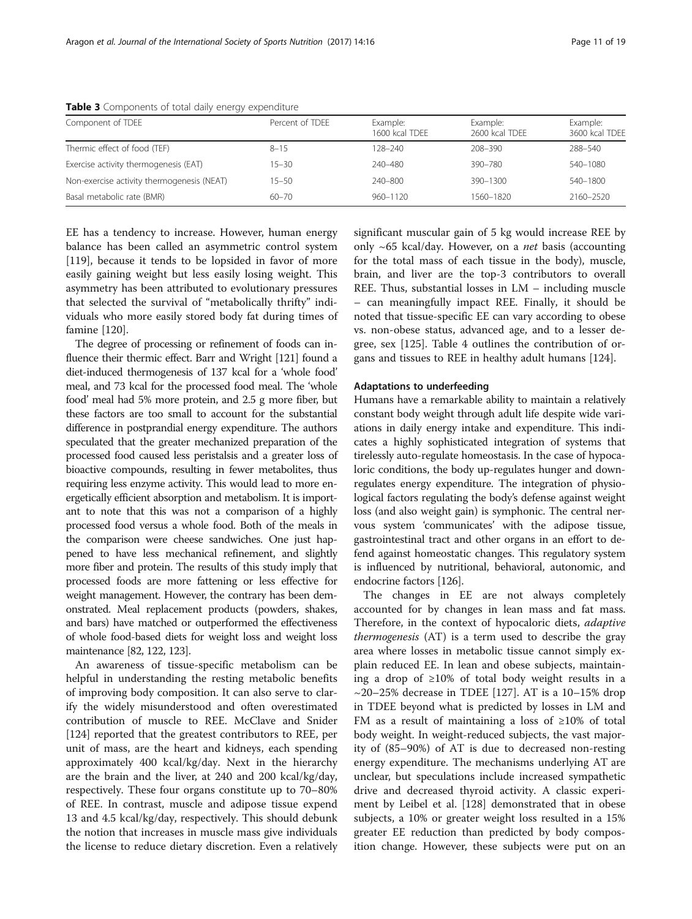**Table 3** Components of total daily energy expenditure

| Component of TDEE | Percent of TDEE | Example: 1600 kcal TDEE | Example: 2600 kcal TDEE | Example: 3600 kcal TDEE |
|---|---|---|---|---|
| Thermic effect of food (TEF) | 8–15 | 128–240 | 208–390 | 288–540 |
| Exercise activity thermogenesis (EAT) | 15–30 | 240–480 | 390–780 | 540–1080 |
| Non-exercise activity thermogenesis (NEAT) | 15–50 | 240–800 | 390–1300 | 540–1800 |
| Basal metabolic rate (BMR) | 60–70 | 960–1120 | 1560–1820 | 2160–2520 |

EE has a tendency to increase. However, human energy balance has been called an asymmetric control system [119], because it tends to be lopsided in favor of more easily gaining weight but less easily losing weight. This asymmetry has been attributed to evolutionary pressures that selected the survival of "metabolically thrifty" individuals who more easily stored body fat during times of famine [120].

The degree of processing or refinement of foods can influence their thermic effect. Barr and Wright [121] found a diet-induced thermogenesis of 137 kcal for a 'whole food' meal, and 73 kcal for the processed food meal. The 'whole food' meal had 5% more protein, and 2.5 g more fiber, but these factors are too small to account for the substantial difference in postprandial energy expenditure. The authors speculated that the greater mechanized preparation of the processed food caused less peristalsis and a greater loss of bioactive compounds, resulting in fewer metabolites, thus requiring less enzyme activity. This would lead to more energetically efficient absorption and metabolism. It is important to note that this was not a comparison of a highly processed food versus a whole food. Both of the meals in the comparison were cheese sandwiches. One just happened to have less mechanical refinement, and slightly more fiber and protein. The results of this study imply that processed foods are more fattening or less effective for weight management. However, the contrary has been demonstrated. Meal replacement products (powders, shakes, and bars) have matched or outperformed the effectiveness of whole food-based diets for weight loss and weight loss maintenance [82, 122, 123].

An awareness of tissue-specific metabolism can be helpful in understanding the resting metabolic benefits of improving body composition. It can also serve to clarify the widely misunderstood and often overestimated contribution of muscle to REE. McClave and Snider [124] reported that the greatest contributors to REE, per unit of mass, are the heart and kidneys, each spending approximately 400 kcal/kg/day. Next in the hierarchy are the brain and the liver, at 240 and 200 kcal/kg/day, respectively. These four organs constitute up to 70–80% of REE. In contrast, muscle and adipose tissue expend 13 and 4.5 kcal/kg/day, respectively. This should debunk the notion that increases in muscle mass give individuals the license to reduce dietary discretion. Even a relatively significant muscular gain of 5 kg would increase REE by only ~65 kcal/day. However, on a *net* basis (accounting for the total mass of each tissue in the body), muscle, brain, and liver are the top-3 contributors to overall REE. Thus, substantial losses in LM – including muscle – can meaningfully impact REE. Finally, it should be noted that tissue-specific EE can vary according to obese vs. non-obese status, advanced age, and to a lesser degree, sex [125]. Table 4 outlines the contribution of organs and tissues to REE in healthy adult humans [124].

#### Adaptations to underfeeding

Humans have a remarkable ability to maintain a relatively constant body weight through adult life despite wide variations in daily energy intake and expenditure. This indicates a highly sophisticated integration of systems that tirelessly auto-regulate homeostasis. In the case of hypocaloric conditions, the body up-regulates hunger and down-regulates energy expenditure. The integration of physiological factors regulating the body's defense against weight loss (and also weight gain) is symphonic. The central nervous system 'communicates' with the adipose tissue, gastrointestinal tract and other organs in an effort to defend against homeostatic changes. This regulatory system is influenced by nutritional, behavioral, autonomic, and endocrine factors [126].

The changes in EE are not always completely accounted for by changes in lean mass and fat mass. Therefore, in the context of hypocaloric diets, *adaptive thermogenesis* (AT) is a term used to describe the gray area where losses in metabolic tissue cannot simply explain reduced EE. In lean and obese subjects, maintaining a drop of ≥10% of total body weight results in a ~20–25% decrease in TDEE [127]. AT is a 10–15% drop in TDEE beyond what is predicted by losses in LM and FM as a result of maintaining a loss of ≥10% of total body weight. In weight-reduced subjects, the vast majority of (85–90%) of AT is due to decreased non-resting energy expenditure. The mechanisms underlying AT are unclear, but speculations include increased sympathetic drive and decreased thyroid activity. A classic experiment by Leibel et al. [128] demonstrated that in obese subjects, a 10% or greater weight loss resulted in a 15% greater EE reduction than predicted by body composition change. However, these subjects were put on an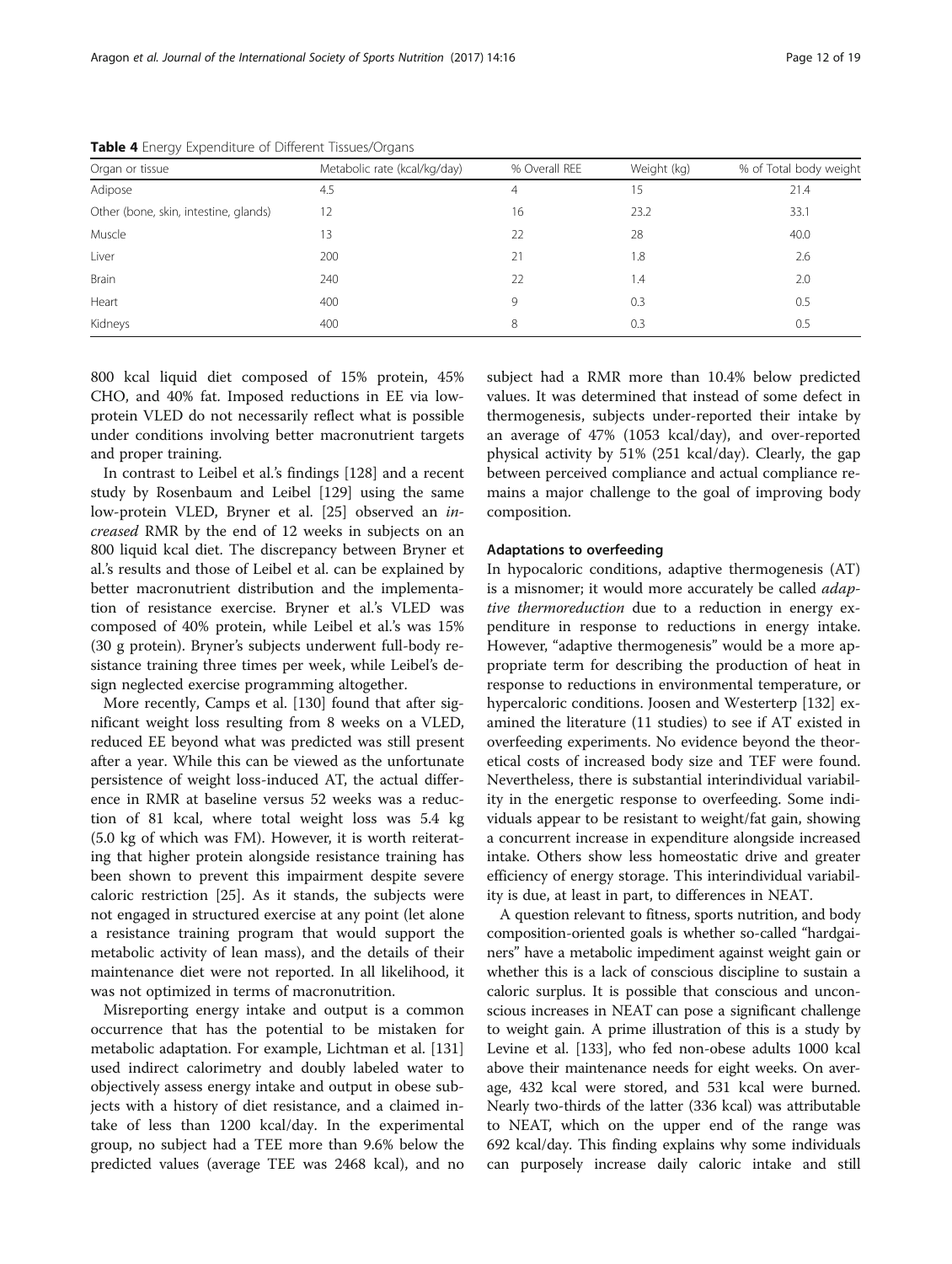**Table 4** Energy Expenditure of Different Tissues/Organs

| Organ or tissue | Metabolic rate (kcal/kg/day) | % Overall REE | Weight (kg) | % of Total body weight |
|---|---|---|---|---|
| Adipose | 4.5 | 4 | 15 | 21.4 |
| Other (bone, skin, intestine, glands) | 12 | 16 | 23.2 | 33.1 |
| Muscle | 13 | 22 | 28 | 40.0 |
| Liver | 200 | 21 | 1.8 | 2.6 |
| Brain | 240 | 22 | 1.4 | 2.0 |
| Heart | 400 | 9 | 0.3 | 0.5 |
| Kidneys | 400 | 8 | 0.3 | 0.5 |

800 kcal liquid diet composed of 15% protein, 45% CHO, and 40% fat. Imposed reductions in EE via low-protein VLED do not necessarily reflect what is possible under conditions involving better macronutrient targets and proper training.

In contrast to Leibel et al.'s findings [128] and a recent study by Rosenbaum and Leibel [129] using the same low-protein VLED, Bryner et al. [25] observed an *increased* RMR by the end of 12 weeks in subjects on an 800 liquid kcal diet. The discrepancy between Bryner et al.'s results and those of Leibel et al. can be explained by better macronutrient distribution and the implementation of resistance exercise. Bryner et al.'s VLED was composed of 40% protein, while Leibel et al.'s was 15% (30 g protein). Bryner's subjects underwent full-body resistance training three times per week, while Leibel's design neglected exercise programming altogether.

More recently, Camps et al. [130] found that after significant weight loss resulting from 8 weeks on a VLED, reduced EE beyond what was predicted was still present after a year. While this can be viewed as the unfortunate persistence of weight loss-induced AT, the actual difference in RMR at baseline versus 52 weeks was a reduction of 81 kcal, where total weight loss was 5.4 kg (5.0 kg of which was FM). However, it is worth reiterating that higher protein alongside resistance training has been shown to prevent this impairment despite severe caloric restriction [25]. As it stands, the subjects were not engaged in structured exercise at any point (let alone a resistance training program that would support the metabolic activity of lean mass), and the details of their maintenance diet were not reported. In all likelihood, it was not optimized in terms of macronutrition.

Misreporting energy intake and output is a common occurrence that has the potential to be mistaken for metabolic adaptation. For example, Lichtman et al. [131] used indirect calorimetry and doubly labeled water to objectively assess energy intake and output in obese subjects with a history of diet resistance, and a claimed intake of less than 1200 kcal/day. In the experimental group, no subject had a TEE more than 9.6% below the predicted values (average TEE was 2468 kcal), and no subject had a RMR more than 10.4% below predicted values. It was determined that instead of some defect in thermogenesis, subjects under-reported their intake by an average of 47% (1053 kcal/day), and over-reported physical activity by 51% (251 kcal/day). Clearly, the gap between perceived compliance and actual compliance remains a major challenge to the goal of improving body composition.

### Adaptations to overfeeding

In hypocaloric conditions, adaptive thermogenesis (AT) is a misnomer; it would more accurately be called *adaptive thermoreduction* due to a reduction in energy expenditure in response to reductions in energy intake. However, "adaptive thermogenesis" would be a more appropriate term for describing the production of heat in response to reductions in environmental temperature, or hypercaloric conditions. Joosen and Westerterp [132] examined the literature (11 studies) to see if AT existed in overfeeding experiments. No evidence beyond the theoretical costs of increased body size and TEF were found. Nevertheless, there is substantial interindividual variability in the energetic response to overfeeding. Some individuals appear to be resistant to weight/fat gain, showing a concurrent increase in expenditure alongside increased intake. Others show less homeostatic drive and greater efficiency of energy storage. This interindividual variability is due, at least in part, to differences in NEAT.

A question relevant to fitness, sports nutrition, and body composition-oriented goals is whether so-called "hardgainers" have a metabolic impediment against weight gain or whether this is a lack of conscious discipline to sustain a caloric surplus. It is possible that conscious and unconscious increases in NEAT can pose a significant challenge to weight gain. A prime illustration of this is a study by Levine et al. [133], who fed non-obese adults 1000 kcal above their maintenance needs for eight weeks. On average, 432 kcal were stored, and 531 kcal were burned. Nearly two-thirds of the latter (336 kcal) was attributable to NEAT, which on the upper end of the range was 692 kcal/day. This finding explains why some individuals can purposely increase daily caloric intake and still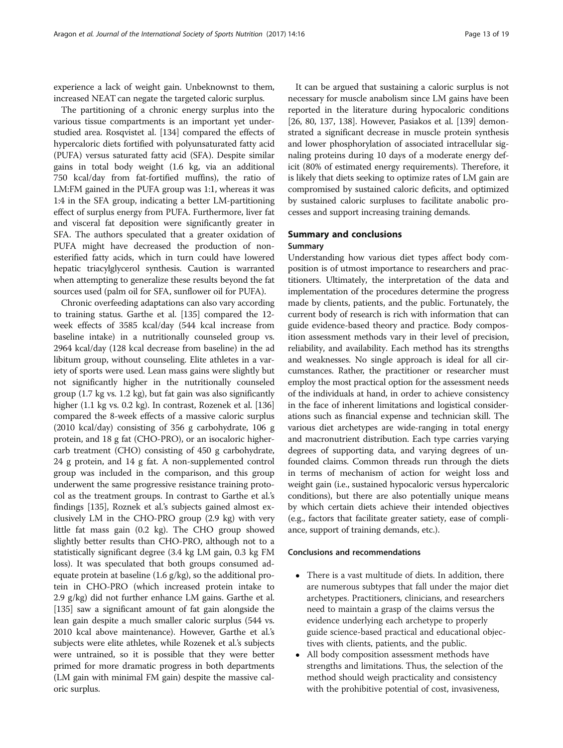experience a lack of weight gain. Unbeknownst to them, increased NEAT can negate the targeted caloric surplus.

The partitioning of a chronic energy surplus into the various tissue compartments is an important yet understudied area. Rosqvistet al. [134] compared the effects of hypercaloric diets fortified with polyunsaturated fatty acid (PUFA) versus saturated fatty acid (SFA). Despite similar gains in total body weight (1.6 kg, via an additional 750 kcal/day from fat-fortified muffins), the ratio of LM:FM gained in the PUFA group was 1:1, whereas it was 1:4 in the SFA group, indicating a better LM-partitioning effect of surplus energy from PUFA. Furthermore, liver fat and visceral fat deposition were significantly greater in SFA. The authors speculated that a greater oxidation of PUFA might have decreased the production of non-esterified fatty acids, which in turn could have lowered hepatic triacylglycerol synthesis. Caution is warranted when attempting to generalize these results beyond the fat sources used (palm oil for SFA, sunflower oil for PUFA).

Chronic overfeeding adaptations can also vary according to training status. Garthe et al. [135] compared the 12-week effects of 3585 kcal/day (544 kcal increase from baseline intake) in a nutritionally counseled group vs. 2964 kcal/day (128 kcal decrease from baseline) in the ad libitum group, without counseling. Elite athletes in a variety of sports were used. Lean mass gains were slightly but not significantly higher in the nutritionally counseled group (1.7 kg vs. 1.2 kg), but fat gain was also significantly higher (1.1 kg vs. 0.2 kg). In contrast, Rozenek et al. [136] compared the 8-week effects of a massive caloric surplus (2010 kcal/day) consisting of 356 g carbohydrate, 106 g protein, and 18 g fat (CHO-PRO), or an isocaloric higher-carb treatment (CHO) consisting of 450 g carbohydrate, 24 g protein, and 14 g fat. A non-supplemented control group was included in the comparison, and this group underwent the same progressive resistance training protocol as the treatment groups. In contrast to Garthe et al.'s findings [135], Roznek et al.'s subjects gained almost exclusively LM in the CHO-PRO group (2.9 kg) with very little fat mass gain (0.2 kg). The CHO group showed slightly better results than CHO-PRO, although not to a statistically significant degree (3.4 kg LM gain, 0.3 kg FM loss). It was speculated that both groups consumed adequate protein at baseline (1.6 g/kg), so the additional protein in CHO-PRO (which increased protein intake to 2.9 g/kg) did not further enhance LM gains. Garthe et al. [135] saw a significant amount of fat gain alongside the lean gain despite a much smaller caloric surplus (544 vs. 2010 kcal above maintenance). However, Garthe et al.'s subjects were elite athletes, while Rozenek et al.'s subjects were untrained, so it is possible that they were better primed for more dramatic progress in both departments (LM gain with minimal FM gain) despite the massive caloric surplus.

It can be argued that sustaining a caloric surplus is not necessary for muscle anabolism since LM gains have been reported in the literature during hypocaloric conditions [26, 80, 137, 138]. However, Pasiakos et al. [139] demonstrated a significant decrease in muscle protein synthesis and lower phosphorylation of associated intracellular signaling proteins during 10 days of a moderate energy deficit (80% of estimated energy requirements). Therefore, it is likely that diets seeking to optimize rates of LM gain are compromised by sustained caloric deficits, and optimized by sustained caloric surpluses to facilitate anabolic processes and support increasing training demands.

## Summary and conclusions

### Summary

Understanding how various diet types affect body composition is of utmost importance to researchers and practitioners. Ultimately, the interpretation of the data and implementation of the procedures determine the progress made by clients, patients, and the public. Fortunately, the current body of research is rich with information that can guide evidence-based theory and practice. Body composition assessment methods vary in their level of precision, reliability, and availability. Each method has its strengths and weaknesses. No single approach is ideal for all circumstances. Rather, the practitioner or researcher must employ the most practical option for the assessment needs of the individuals at hand, in order to achieve consistency in the face of inherent limitations and logistical considerations such as financial expense and technician skill. The various diet archetypes are wide-ranging in total energy and macronutrient distribution. Each type carries varying degrees of supporting data, and varying degrees of unfounded claims. Common threads run through the diets in terms of mechanism of action for weight loss and weight gain (i.e., sustained hypocaloric versus hypercaloric conditions), but there are also potentially unique means by which certain diets achieve their intended objectives (e.g., factors that facilitate greater satiety, ease of compliance, support of training demands, etc.).

### Conclusions and recommendations

- There is a vast multitude of diets. In addition, there are numerous subtypes that fall under the major diet archetypes. Practitioners, clinicians, and researchers need to maintain a grasp of the claims versus the evidence underlying each archetype to properly guide science-based practical and educational objectives with clients, patients, and the public.
- All body composition assessment methods have strengths and limitations. Thus, the selection of the method should weigh practicality and consistency with the prohibitive potential of cost, invasiveness,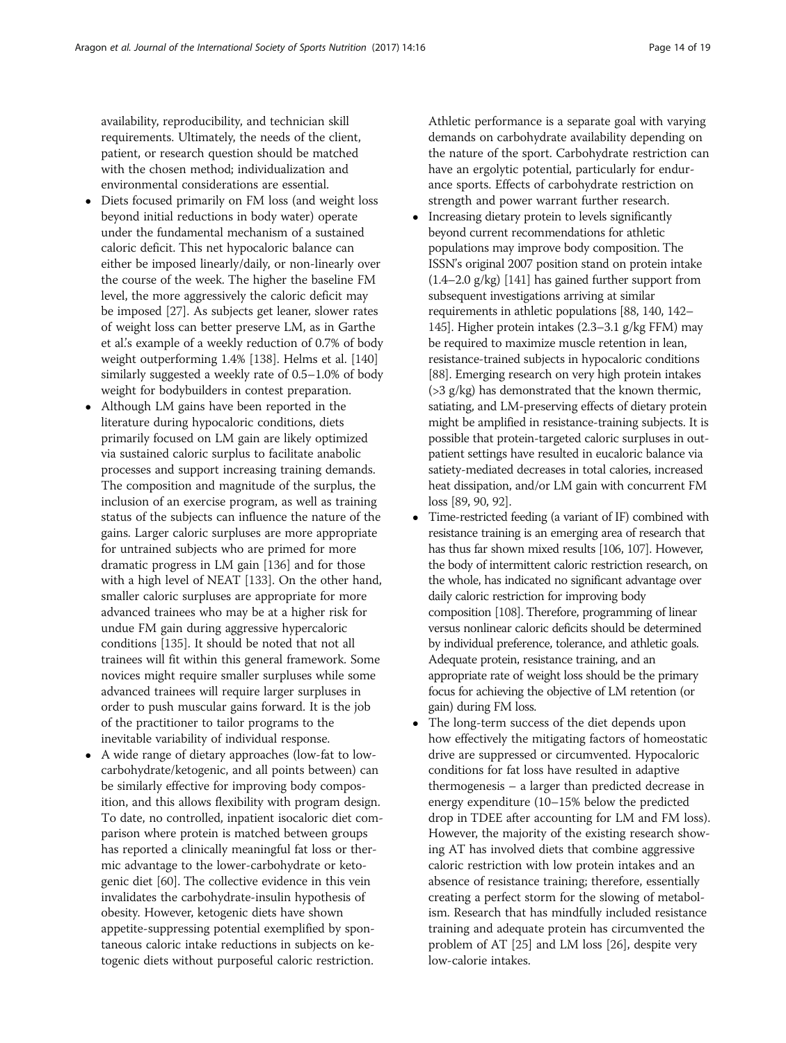availability, reproducibility, and technician skill requirements. Ultimately, the needs of the client, patient, or research question should be matched with the chosen method; individualization and environmental considerations are essential.

- Diets focused primarily on FM loss (and weight loss beyond initial reductions in body water) operate under the fundamental mechanism of a sustained caloric deficit. This net hypocaloric balance can either be imposed linearly/daily, or non-linearly over the course of the week. The higher the baseline FM level, the more aggressively the caloric deficit may be imposed [27]. As subjects get leaner, slower rates of weight loss can better preserve LM, as in Garthe et al.'s example of a weekly reduction of 0.7% of body weight outperforming 1.4% [138]. Helms et al. [140] similarly suggested a weekly rate of 0.5–1.0% of body weight for bodybuilders in contest preparation.
- Although LM gains have been reported in the literature during hypocaloric conditions, diets primarily focused on LM gain are likely optimized via sustained caloric surplus to facilitate anabolic processes and support increasing training demands. The composition and magnitude of the surplus, the inclusion of an exercise program, as well as training status of the subjects can influence the nature of the gains. Larger caloric surpluses are more appropriate for untrained subjects who are primed for more dramatic progress in LM gain [136] and for those with a high level of NEAT [133]. On the other hand, smaller caloric surpluses are appropriate for more advanced trainees who may be at a higher risk for undue FM gain during aggressive hypercaloric conditions [135]. It should be noted that not all trainees will fit within this general framework. Some novices might require smaller surpluses while some advanced trainees will require larger surpluses in order to push muscular gains forward. It is the job of the practitioner to tailor programs to the inevitable variability of individual response.
- A wide range of dietary approaches (low-fat to low-carbohydrate/ketogenic, and all points between) can be similarly effective for improving body composition, and this allows flexibility with program design. To date, no controlled, inpatient isocaloric diet comparison where protein is matched between groups has reported a clinically meaningful fat loss or thermic advantage to the lower-carbohydrate or ketogenic diet [60]. The collective evidence in this vein invalidates the carbohydrate-insulin hypothesis of obesity. However, ketogenic diets have shown appetite-suppressing potential exemplified by spontaneous caloric intake reductions in subjects on ketogenic diets without purposeful caloric restriction. Athletic performance is a separate goal with varying demands on carbohydrate availability depending on the nature of the sport. Carbohydrate restriction can have an ergolytic potential, particularly for endurance sports. Effects of carbohydrate restriction on strength and power warrant further research.
- Increasing dietary protein to levels significantly beyond current recommendations for athletic populations may improve body composition. The ISSN's original 2007 position stand on protein intake (1.4–2.0 g/kg) [141] has gained further support from subsequent investigations arriving at similar requirements in athletic populations [88, 140, 142–145]. Higher protein intakes (2.3–3.1 g/kg FFM) may be required to maximize muscle retention in lean, resistance-trained subjects in hypocaloric conditions [88]. Emerging research on very high protein intakes (>3 g/kg) has demonstrated that the known thermic, satiating, and LM-preserving effects of dietary protein might be amplified in resistance-training subjects. It is possible that protein-targeted caloric surpluses in outpatient settings have resulted in eucaloric balance via satiety-mediated decreases in total calories, increased heat dissipation, and/or LM gain with concurrent FM loss [89, 90, 92].
- Time-restricted feeding (a variant of IF) combined with resistance training is an emerging area of research that has thus far shown mixed results [106, 107]. However, the body of intermittent caloric restriction research, on the whole, has indicated no significant advantage over daily caloric restriction for improving body composition [108]. Therefore, programming of linear versus nonlinear caloric deficits should be determined by individual preference, tolerance, and athletic goals. Adequate protein, resistance training, and an appropriate rate of weight loss should be the primary focus for achieving the objective of LM retention (or gain) during FM loss.
- The long-term success of the diet depends upon how effectively the mitigating factors of homeostatic drive are suppressed or circumvented. Hypocaloric conditions for fat loss have resulted in adaptive thermogenesis – a larger than predicted decrease in energy expenditure (10–15% below the predicted drop in TDEE after accounting for LM and FM loss). However, the majority of the existing research showing AT has involved diets that combine aggressive caloric restriction with low protein intakes and an absence of resistance training; therefore, essentially creating a perfect storm for the slowing of metabolism. Research that has mindfully included resistance training and adequate protein has circumvented the problem of AT [25] and LM loss [26], despite very low-calorie intakes.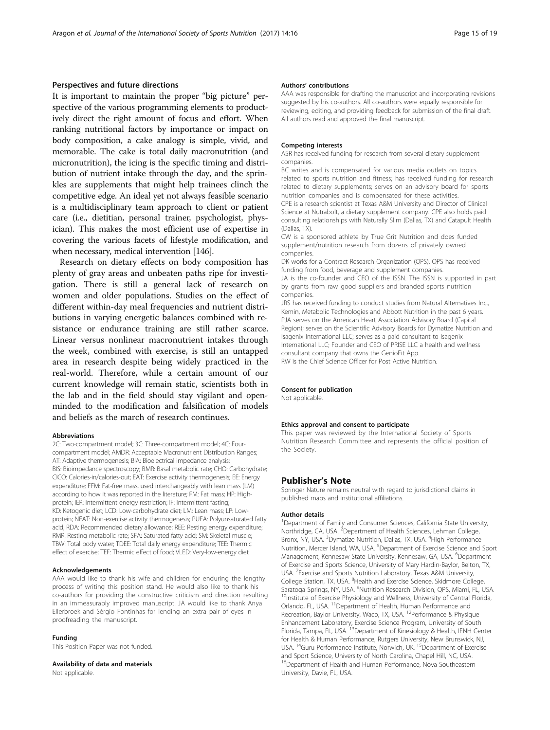## Perspectives and future directions

It is important to maintain the proper "big picture" perspective of the various programming elements to productively direct the right amount of focus and effort. When ranking nutritional factors by importance or impact on body composition, a cake analogy is simple, vivid, and memorable. The cake is total daily macronutrition (and micronutrition), the icing is the specific timing and distribution of nutrient intake through the day, and the sprinkles are supplements that might help trainees clinch the competitive edge. An ideal yet not always feasible scenario is a multidisciplinary team approach to client or patient care (i.e., dietitian, personal trainer, psychologist, physician). This makes the most efficient use of expertise in covering the various facets of lifestyle modification, and when necessary, medical intervention [146].

Research on dietary effects on body composition has plenty of gray areas and unbeaten paths ripe for investigation. There is still a general lack of research on women and older populations. Studies on the effect of different within-day meal frequencies and nutrient distributions in varying energetic balances combined with resistance or endurance training are still rather scarce. Linear versus nonlinear macronutrient intakes through the week, combined with exercise, is still an untapped area in research despite being widely practiced in the real-world. Therefore, while a certain amount of our current knowledge will remain static, scientists both in the lab and in the field should stay vigilant and open-minded to the modification and falsification of models and beliefs as the march of research continues.

#### Abbreviations

2C: Two-compartment model; 3C: Three-compartment model; 4C: Four-compartment model; AMDR: Acceptable Macronutrient Distribution Ranges; AT: Adaptive thermogenesis; BIA: Bioelectrical impedance analysis; BIS: Bioimpedance spectroscopy; BMR: Basal metabolic rate; CHO: Carbohydrate; CICO: Calories-in/calories-out; EAT: Exercise activity thermogenesis; EE: Energy expenditure; FFM: Fat-free mass, used interchangeably with lean mass (LM) according to how it was reported in the literature; FM: Fat mass; HP: High-protein; IER: Intermittent energy restriction; IF: Intermittent fasting; KD: Ketogenic diet; LCD: Low-carbohydrate diet; LM: Lean mass; LP: Low-protein; NEAT: Non-exercise activity thermogenesis; PUFA: Polyunsaturated fatty acid; RDA: Recommended dietary allowance; REE: Resting energy expenditure; RMR: Resting metabolic rate; SFA: Saturated fatty acid; SM: Skeletal muscle; TBW: Total body water; TDEE: Total daily energy expenditure; TEE: Thermic effect of exercise; TEF: Thermic effect of food; VLED: Very-low-energy diet

#### Acknowledgements

AAA would like to thank his wife and children for enduring the lengthy process of writing this position stand. He would also like to thank his co-authors for providing the constructive criticism and direction resulting in an immeasurably improved manuscript. JA would like to thank Anya Ellerbroek and Sérgio Fontinhas for lending an extra pair of eyes in proofreading the manuscript.

#### Funding

This Position Paper was not funded.

#### Availability of data and materials

Not applicable.

#### Authors' contributions

AAA was responsible for drafting the manuscript and incorporating revisions suggested by his co-authors. All co-authors were equally responsible for reviewing, editing, and providing feedback for submission of the final draft. All authors read and approved the final manuscript.

#### Competing interests

ASR has received funding for research from several dietary supplement companies.

BC writes and is compensated for various media outlets on topics related to sports nutrition and fitness; has received funding for research related to dietary supplements; serves on an advisory board for sports nutrition companies and is compensated for these activities.

CPE is a research scientist at Texas A&M University and Director of Clinical Science at Nutrabolt, a dietary supplement company. CPE also holds paid consulting relationships with Naturally Slim (Dallas, TX) and Catapult Health (Dallas, TX).

CW is a sponsored athlete by True Grit Nutrition and does funded supplement/nutrition research from dozens of privately owned companies.

DK works for a Contract Research Organization (QPS). QPS has received funding from food, beverage and supplement companies.

JA is the co-founder and CEO of the ISSN. The ISSN is supported in part by grants from raw good suppliers and branded sports nutrition companies.

JRS has received funding to conduct studies from Natural Alternatives Inc., Kemin, Metabolic Technologies and Abbott Nutrition in the past 6 years.

PJA serves on the American Heart Association Advisory Board (Capital Region); serves on the Scientific Advisory Boards for Dymatize Nutrition and Isagenix International LLC; serves as a paid consultant to Isagenix International LLC; Founder and CEO of PRISE LLC a health and wellness consultant company that owns the GenioFit App.

RW is the Chief Science Officer for Post Active Nutrition.

#### Consent for publication

Not applicable.

#### Ethics approval and consent to participate

This paper was reviewed by the International Society of Sports Nutrition Research Committee and represents the official position of the Society.

### Publisher's Note

Springer Nature remains neutral with regard to jurisdictional claims in published maps and institutional affiliations.

#### Author details

[1]Department of Family and Consumer Sciences, California State University, Northridge, CA, USA. [2]Department of Health Sciences, Lehman College, Bronx, NY, USA. [3]Dymatize Nutrition, Dallas, TX, USA. [4]High Performance Nutrition, Mercer Island, WA, USA. [5]Department of Exercise Science and Sport Management, Kennesaw State University, Kennesaw, GA, USA. [6]Department of Exercise and Sports Science, University of Mary Hardin-Baylor, Belton, TX, USA. [7]Exercise and Sports Nutrition Laboratory, Texas A&M University, College Station, TX, USA. [8]Health and Exercise Science, Skidmore College, Saratoga Springs, NY, USA. [9]Nutrition Research Division, QPS, Miami, FL, USA. [10]Institute of Exercise Physiology and Wellness, University of Central Florida, Orlando, FL, USA. [11]Department of Health, Human Performance and Recreation, Baylor University, Waco, TX, USA. [12]Performance & Physique Enhancement Laboratory, Exercise Science Program, University of South Florida, Tampa, FL, USA. [13]Department of Kinesiology & Health, IFNH Center for Health & Human Performance, Rutgers University, New Brunswick, NJ, USA. [14]Guru Performance Institute, Norwich, UK. [15]Department of Exercise and Sport Science, University of North Carolina, Chapel Hill, NC, USA. [16]Department of Health and Human Performance, Nova Southeastern University, Davie, FL, USA.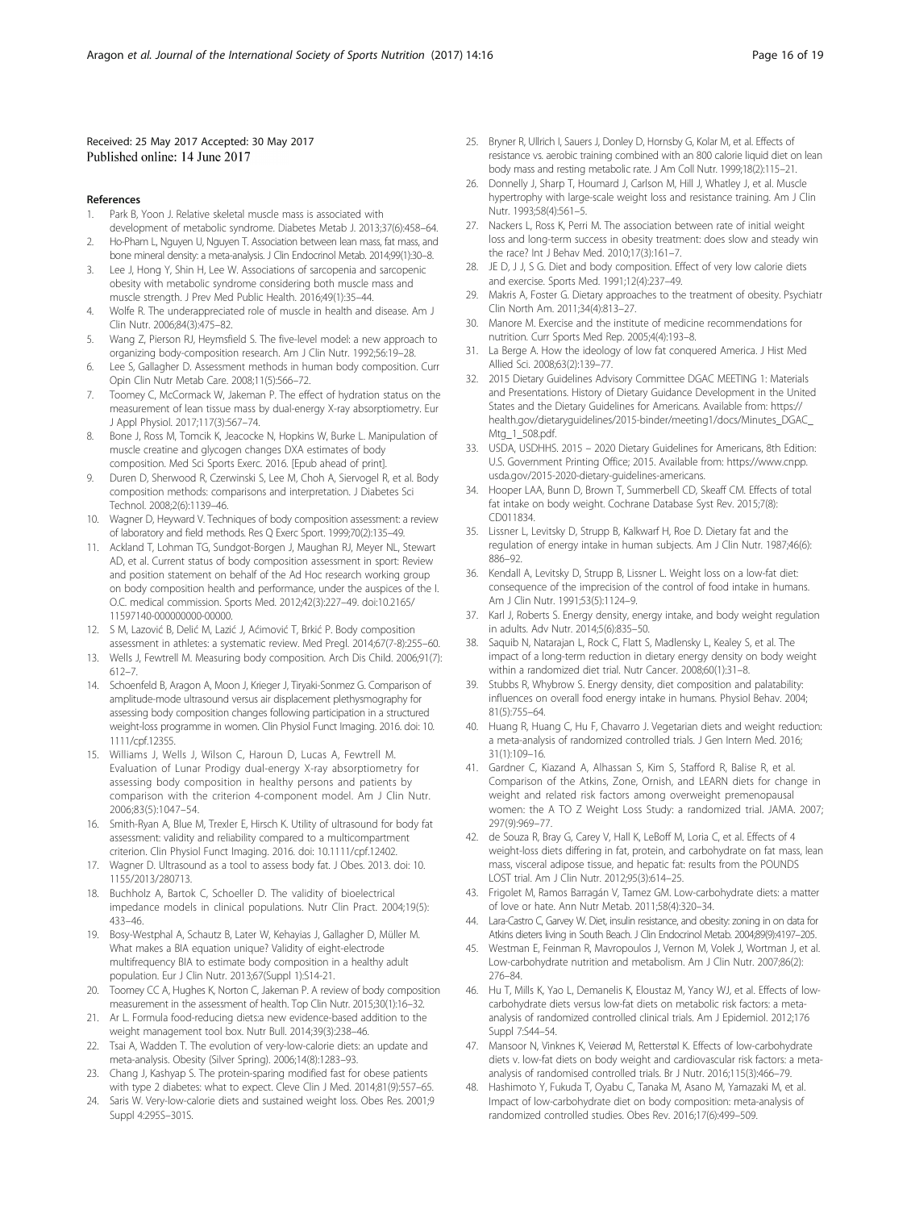Received: 25 May 2017 Accepted: 30 May 2017
Published online: 14 June 2017

## References

1. Park B, Yoon J. Relative skeletal muscle mass is associated with development of metabolic syndrome. Diabetes Metab J. 2013;37(6):458–64.
2. Ho-Pham L, Nguyen U, Nguyen T. Association between lean mass, fat mass, and bone mineral density: a meta-analysis. J Clin Endocrinol Metab. 2014;99(1):30–8.
3. Lee J, Hong Y, Shin H, Lee W. Associations of sarcopenia and sarcopenic obesity with metabolic syndrome considering both muscle mass and muscle strength. J Prev Med Public Health. 2016;49(1):35–44.
4. Wolfe R. The underappreciated role of muscle in health and disease. Am J Clin Nutr. 2006;84(3):475–82.
5. Wang Z, Pierson RJ, Heymsfield S. The five-level model: a new approach to organizing body-composition research. Am J Clin Nutr. 1992;56:19–28.
6. Lee S, Gallagher D. Assessment methods in human body composition. Curr Opin Clin Nutr Metab Care. 2008;11(5):566–72.
7. Toomey C, McCormack W, Jakeman P. The effect of hydration status on the measurement of lean tissue mass by dual-energy X-ray absorptiometry. Eur J Appl Physiol. 2017;117(3):567–74.
8. Bone J, Ross M, Tomcik K, Jeacocke N, Hopkins W, Burke L. Manipulation of muscle creatine and glycogen changes DXA estimates of body composition. Med Sci Sports Exerc. 2016. [Epub ahead of print].
9. Duren D, Sherwood R, Czerwinski S, Lee M, Choh A, Siervogel R, et al. Body composition methods: comparisons and interpretation. J Diabetes Sci Technol. 2008;2(6):1139–46.
10. Wagner D, Heyward V. Techniques of body composition assessment: a review of laboratory and field methods. Res Q Exerc Sport. 1999;70(2):135–49.
11. Ackland T, Lohman TG, Sundgot-Borgen J, Maughan RJ, Meyer NL, Stewart AD, et al. Current status of body composition assessment in sport: Review and position statement on behalf of the Ad Hoc research working group on body composition health and performance, under the auspices of the I. O.C. medical commission. Sports Med. 2012;42(3):227–49. doi:10.2165/11597140-000000000-00000.
12. S M, Lazović B, Delić M, Lazić J, Aćimović T, Brkić P. Body composition assessment in athletes: a systematic review. Med Pregl. 2014;67(7-8):255–60.
13. Wells J, Fewtrell M. Measuring body composition. Arch Dis Child. 2006;91(7):612–7.
14. Schoenfeld B, Aragon A, Moon J, Krieger J, Tiryaki-Sonmez G. Comparison of amplitude-mode ultrasound versus air displacement plethysmography for assessing body composition changes following participation in a structured weight-loss programme in women. Clin Physiol Funct Imaging. 2016. doi: 10.1111/cpf.12355.
15. Williams J, Wells J, Wilson C, Haroun D, Lucas A, Fewtrell M. Evaluation of Lunar Prodigy dual-energy X-ray absorptiometry for assessing body composition in healthy persons and patients by comparison with the criterion 4-component model. Am J Clin Nutr. 2006;83(5):1047–54.
16. Smith-Ryan A, Blue M, Trexler E, Hirsch K. Utility of ultrasound for body fat assessment: validity and reliability compared to a multicompartment criterion. Clin Physiol Funct Imaging. 2016. doi: 10.1111/cpf.12402.
17. Wagner D. Ultrasound as a tool to assess body fat. J Obes. 2013. doi: 10.1155/2013/280713.
18. Buchholz A, Bartok C, Schoeller D. The validity of bioelectrical impedance models in clinical populations. Nutr Clin Pract. 2004;19(5):433–46.
19. Bosy-Westphal A, Schautz B, Later W, Kehayias J, Gallagher D, Müller M. What makes a BIA equation unique? Validity of eight-electrode multifrequency BIA to estimate body composition in a healthy adult population. Eur J Clin Nutr. 2013;67(Suppl 1):S14-21.
20. Toomey CC A, Hughes K, Norton C, Jakeman P. A review of body composition measurement in the assessment of health. Top Clin Nutr. 2015;30(1):16–32.
21. Ar L. Formula food-reducing diets:a new evidence-based addition to the weight management tool box. Nutr Bull. 2014;39(3):238–46.
22. Tsai A, Wadden T. The evolution of very-low-calorie diets: an update and meta-analysis. Obesity (Silver Spring). 2006;14(8):1283–93.
23. Chang J, Kashyap S. The protein-sparing modified fast for obese patients with type 2 diabetes: what to expect. Cleve Clin J Med. 2014;81(9):557–65.
24. Saris W. Very-low-calorie diets and sustained weight loss. Obes Res. 2001;9 Suppl 4:295S–301S.
25. Bryner R, Ullrich I, Sauers J, Donley D, Hornsby G, Kolar M, et al. Effects of resistance vs. aerobic training combined with an 800 calorie liquid diet on lean body mass and resting metabolic rate. J Am Coll Nutr. 1999;18(2):115–21.
26. Donnelly J, Sharp T, Houmard J, Carlson M, Hill J, Whatley J, et al. Muscle hypertrophy with large-scale weight loss and resistance training. Am J Clin Nutr. 1993;58(4):561–5.
27. Nackers L, Ross K, Perri M. The association between rate of initial weight loss and long-term success in obesity treatment: does slow and steady win the race? Int J Behav Med. 2010;17(3):161–7.
28. JE D, J J, S G. Diet and body composition. Effect of very low calorie diets and exercise. Sports Med. 1991;12(4):237–49.
29. Makris A, Foster G. Dietary approaches to the treatment of obesity. Psychiatr Clin North Am. 2011;34(4):813–27.
30. Manore M. Exercise and the institute of medicine recommendations for nutrition. Curr Sports Med Rep. 2005;4(4):193–8.
31. La Berge A. How the ideology of low fat conquered America. J Hist Med Allied Sci. 2008;63(2):139–77.
32. 2015 Dietary Guidelines Advisory Committee DGAC MEETING 1: Materials and Presentations. History of Dietary Guidance Development in the United States and the Dietary Guidelines for Americans. Available from: https://health.gov/dietaryguidelines/2015-binder/meeting1/docs/Minutes_DGAC_Mtg_1_508.pdf.
33. USDA, USDHHS. 2015 – 2020 Dietary Guidelines for Americans, 8th Edition: U.S. Government Printing Office; 2015. Available from: https://www.cnpp.usda.gov/2015-2020-dietary-guidelines-americans.
34. Hooper LAA, Bunn D, Brown T, Summerbell CD, Skeaff CM. Effects of total fat intake on body weight. Cochrane Database Syst Rev. 2015;7(8):CD011834.
35. Lissner L, Levitsky D, Strupp B, Kalkwarf H, Roe D. Dietary fat and the regulation of energy intake in human subjects. Am J Clin Nutr. 1987;46(6):886–92.
36. Kendall A, Levitsky D, Strupp B, Lissner L. Weight loss on a low-fat diet: consequence of the imprecision of the control of food intake in humans. Am J Clin Nutr. 1991;53(5):1124–9.
37. Karl J, Roberts S. Energy density, energy intake, and body weight regulation in adults. Adv Nutr. 2014;5(6):835–50.
38. Saquib N, Natarajan L, Rock C, Flatt S, Madlensky L, Kealey S, et al. The impact of a long-term reduction in dietary energy density on body weight within a randomized diet trial. Nutr Cancer. 2008;60(1):31–8.
39. Stubbs R, Whybrow S. Energy density, diet composition and palatability: influences on overall food energy intake in humans. Physiol Behav. 2004;81(5):755–64.
40. Huang R, Huang C, Hu F, Chavarro J. Vegetarian diets and weight reduction: a meta-analysis of randomized controlled trials. J Gen Intern Med. 2016;31(1):109–16.
41. Gardner C, Kiazand A, Alhassan S, Kim S, Stafford R, Balise R, et al. Comparison of the Atkins, Zone, Ornish, and LEARN diets for change in weight and related risk factors among overweight premenopausal women: the A TO Z Weight Loss Study: a randomized trial. JAMA. 2007;297(9):969–77.
42. de Souza R, Bray G, Carey V, Hall K, LeBoff M, Loria C, et al. Effects of 4 weight-loss diets differing in fat, protein, and carbohydrate on fat mass, lean mass, visceral adipose tissue, and hepatic fat: results from the POUNDS LOST trial. Am J Clin Nutr. 2012;95(3):614–25.
43. Frigolet M, Ramos Barragán V, Tamez GM. Low-carbohydrate diets: a matter of love or hate. Ann Nutr Metab. 2011;58(4):320–34.
44. Lara-Castro C, Garvey W. Diet, insulin resistance, and obesity: zoning in on data for Atkins dieters living in South Beach. J Clin Endocrinol Metab. 2004;89(9):4197–205.
45. Westman E, Feinman R, Mavropoulos J, Vernon M, Volek J, Wortman J, et al. Low-carbohydrate nutrition and metabolism. Am J Clin Nutr. 2007;86(2):276–84.
46. Hu T, Mills K, Yao L, Demanelis K, Eloustaz M, Yancy WJ, et al. Effects of low-carbohydrate diets versus low-fat diets on metabolic risk factors: a meta-analysis of randomized controlled clinical trials. Am J Epidemiol. 2012;176 Suppl 7:S44–54.
47. Mansoor N, Vinknes K, Veierød M, Retterstøl K. Effects of low-carbohydrate diets v. low-fat diets on body weight and cardiovascular risk factors: a meta-analysis of randomised controlled trials. Br J Nutr. 2016;115(3):466–79.
48. Hashimoto Y, Fukuda T, Oyabu C, Tanaka M, Asano M, Yamazaki M, et al. Impact of low-carbohydrate diet on body composition: meta-analysis of randomized controlled studies. Obes Rev. 2016;17(6):499–509.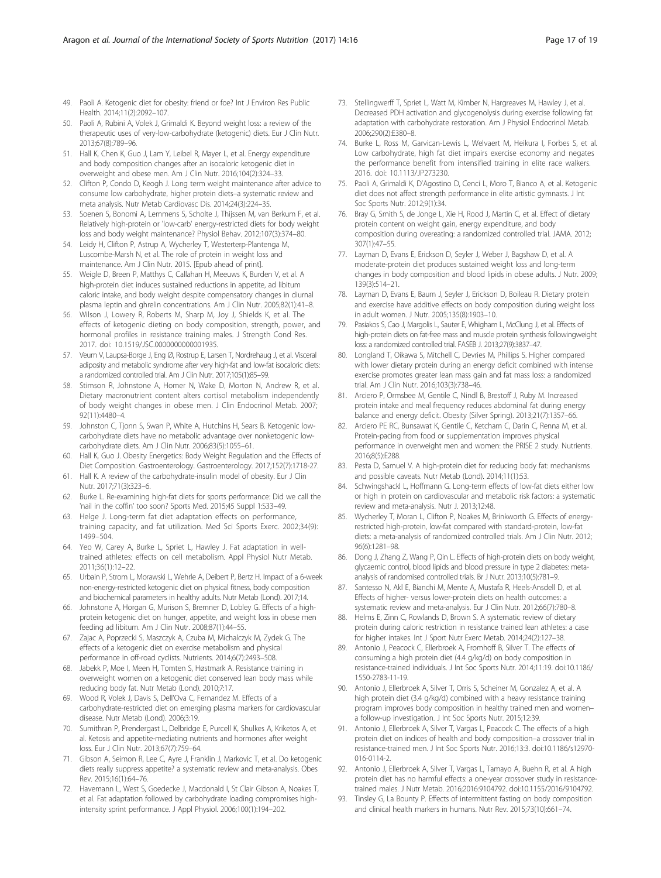49. Paoli A. Ketogenic diet for obesity: friend or foe? Int J Environ Res Public Health. 2014;11(2):2092–107.
50. Paoli A, Rubini A, Volek J, Grimaldi K. Beyond weight loss: a review of the therapeutic uses of very-low-carbohydrate (ketogenic) diets. Eur J Clin Nutr. 2013;67(8):789–96.
51. Hall K, Chen K, Guo J, Lam Y, Leibel R, Mayer L, et al. Energy expenditure and body composition changes after an isocaloric ketogenic diet in overweight and obese men. Am J Clin Nutr. 2016;104(2):324–33.
52. Clifton P, Condo D, Keogh J. Long term weight maintenance after advice to consume low carbohydrate, higher protein diets–a systematic review and meta analysis. Nutr Metab Cardiovasc Dis. 2014;24(3):224–35.
53. Soenen S, Bonomi A, Lemmens S, Scholte J, Thijssen M, van Berkum F, et al. Relatively high-protein or 'low-carb' energy-restricted diets for body weight loss and body weight maintenance? Physiol Behav. 2012;107(3):374–80.
54. Leidy H, Clifton P, Astrup A, Wycherley T, Westerterp-Plantenga M, Luscombe-Marsh N, et al. The role of protein in weight loss and maintenance. Am J Clin Nutr. 2015. [Epub ahead of print].
55. Weigle D, Breen P, Matthys C, Callahan H, Meeuws K, Burden V, et al. A high-protein diet induces sustained reductions in appetite, ad libitum caloric intake, and body weight despite compensatory changes in diurnal plasma leptin and ghrelin concentrations. Am J Clin Nutr. 2005;82(1):41–8.
56. Wilson J, Lowery R, Roberts M, Sharp M, Joy J, Shields K, et al. The effects of ketogenic dieting on body composition, strength, power, and hormonal profiles in resistance training males. J Strength Cond Res. 2017. doi: 10.1519/JSC.0000000000001935.
57. Veum V, Laupsa-Borge J, Eng Ø, Rostrup E, Larsen T, Nordrehaug J, et al. Visceral adiposity and metabolic syndrome after very high-fat and low-fat isocaloric diets: a randomized controlled trial. Am J Clin Nutr. 2017;105(1):85–99.
58. Stimson R, Johnstone A, Homer N, Wake D, Morton N, Andrew R, et al. Dietary macronutrient content alters cortisol metabolism independently of body weight changes in obese men. J Clin Endocrinol Metab. 2007; 92(11):4480–4.
59. Johnston C, Tjonn S, Swan P, White A, Hutchins H, Sears B. Ketogenic low-carbohydrate diets have no metabolic advantage over nonketogenic low-carbohydrate diets. Am J Clin Nutr. 2006;83(5):1055–61.
60. Hall K, Guo J. Obesity Energetics: Body Weight Regulation and the Effects of Diet Composition. Gastroenterology. Gastroenterology. 2017;152(7):1718-27.
61. Hall K. A review of the carbohydrate-insulin model of obesity. Eur J Clin Nutr. 2017;71(3):323–6.
62. Burke L. Re-examining high-fat diets for sports performance: Did we call the 'nail in the coffin' too soon? Sports Med. 2015;45 Suppl 1:S33–49.
63. Helge J. Long-term fat diet adaptation effects on performance, training capacity, and fat utilization. Med Sci Sports Exerc. 2002;34(9): 1499–504.
64. Yeo W, Carey A, Burke L, Spriet L, Hawley J. Fat adaptation in well-trained athletes: effects on cell metabolism. Appl Physiol Nutr Metab. 2011;36(1):12–22.
65. Urbain P, Strom L, Morawski L, Wehrle A, Deibert P, Bertz H. Impact of a 6-week non-energy-restricted ketogenic diet on physical fitness, body composition and biochemical parameters in healthy adults. Nutr Metab (Lond). 2017;14.
66. Johnstone A, Horgan G, Murison S, Bremner D, Lobley G. Effects of a high-protein ketogenic diet on hunger, appetite, and weight loss in obese men feeding ad libitum. Am J Clin Nutr. 2008;87(1):44–55.
67. Zajac A, Poprzecki S, Maszczyk A, Czuba M, Michalczyk M, Zydek G. The effects of a ketogenic diet on exercise metabolism and physical performance in off-road cyclists. Nutrients. 2014;6(7):2493–508.
68. Jabekk P, Moe I, Meen H, Tomten S, Høstmark A. Resistance training in overweight women on a ketogenic diet conserved lean body mass while reducing body fat. Nutr Metab (Lond). 2010;7:17.
69. Wood R, Volek J, Davis S, Dell'Ova C, Fernandez M. Effects of a carbohydrate-restricted diet on emerging plasma markers for cardiovascular disease. Nutr Metab (Lond). 2006;3:19.
70. Sumithran P, Prendergast L, Delbridge E, Purcell K, Shulkes A, Kriketos A, et al. Ketosis and appetite-mediating nutrients and hormones after weight loss. Eur J Clin Nutr. 2013;67(7):759–64.
71. Gibson A, Seimon R, Lee C, Ayre J, Franklin J, Markovic T, et al. Do ketogenic diets really suppress appetite? a systematic review and meta-analysis. Obes Rev. 2015;16(1):64–76.
72. Havemann L, West S, Goedecke J, Macdonald I, St Clair Gibson A, Noakes T, et al. Fat adaptation followed by carbohydrate loading compromises high-intensity sprint performance. J Appl Physiol. 2006;100(1):194–202.
73. Stellingwerff T, Spriet L, Watt M, Kimber N, Hargreaves M, Hawley J, et al. Decreased PDH activation and glycogenolysis during exercise following fat adaptation with carbohydrate restoration. Am J Physiol Endocrinol Metab. 2006;290(2):E380–8.
74. Burke L, Ross M, Garvican-Lewis L, Welvaert M, Heikura I, Forbes S, et al. Low carbohydrate, high fat diet impairs exercise economy and negates the performance benefit from intensified training in elite race walkers. 2016. doi: 10.1113/JP273230.
75. Paoli A, Grimaldi K, D'Agostino D, Cenci L, Moro T, Bianco A, et al. Ketogenic diet does not affect strength performance in elite artistic gymnasts. J Int Soc Sports Nutr. 2012;9(1):34.
76. Bray G, Smith S, de Jonge L, Xie H, Rood J, Martin C, et al. Effect of dietary protein content on weight gain, energy expenditure, and body composition during overeating: a randomized controlled trial. JAMA. 2012; 307(1):47–55.
77. Layman D, Evans E, Erickson D, Seyler J, Weber J, Bagshaw D, et al. A moderate-protein diet produces sustained weight loss and long-term changes in body composition and blood lipids in obese adults. J Nutr. 2009; 139(3):514–21.
78. Layman D, Evans E, Baum J, Seyler J, Erickson D, Boileau R. Dietary protein and exercise have additive effects on body composition during weight loss in adult women. J Nutr. 2005;135(8):1903–10.
79. Pasiakos S, Cao J, Margolis L, Sauter E, Whigham L, McClung J, et al. Effects of high-protein diets on fat-free mass and muscle protein synthesis followingweight loss: a randomized controlled trial. FASEB J. 2013;27(9):3837–47.
80. Longland T, Oikawa S, Mitchell C, Devries M, Phillips S. Higher compared with lower dietary protein during an energy deficit combined with intense exercise promotes greater lean mass gain and fat mass loss: a randomized trial. Am J Clin Nutr. 2016;103(3):738–46.
81. Arciero P, Ormsbee M, Gentile C, Nindl B, Brestoff J, Ruby M. Increased protein intake and meal frequency reduces abdominal fat during energy balance and energy deficit. Obesity (Silver Spring). 2013;21(7):1357–66.
82. Arciero PE RC, Bunsawat K, Gentile C, Ketcham C, Darin C, Renna M, et al. Protein-pacing from food or supplementation improves physical performance in overweight men and women: the PRISE 2 study. Nutrients. 2016;8(5):E288.
83. Pesta D, Samuel V. A high-protein diet for reducing body fat: mechanisms and possible caveats. Nutr Metab (Lond). 2014;11(1):53.
84. Schwingshackl L, Hoffmann G. Long-term effects of low-fat diets either low or high in protein on cardiovascular and metabolic risk factors: a systematic review and meta-analysis. Nutr J. 2013;12:48.
85. Wycherley T, Moran L, Clifton P, Noakes M, Brinkworth G. Effects of energy-restricted high-protein, low-fat compared with standard-protein, low-fat diets: a meta-analysis of randomized controlled trials. Am J Clin Nutr. 2012; 96(6):1281–98.
86. Dong J, Zhang Z, Wang P, Qin L. Effects of high-protein diets on body weight, glycaemic control, blood lipids and blood pressure in type 2 diabetes: meta-analysis of randomised controlled trials. Br J Nutr. 2013;10(5):781–9.
87. Santesso N, Akl E, Bianchi M, Mente A, Mustafa R, Heels-Ansdell D, et al. Effects of higher- versus lower-protein diets on health outcomes: a systematic review and meta-analysis. Eur J Clin Nutr. 2012;66(7):780–8.
88. Helms E, Zinn C, Rowlands D, Brown S. A systematic review of dietary protein during caloric restriction in resistance trained lean athletes: a case for higher intakes. Int J Sport Nutr Exerc Metab. 2014;24(2):127–38.
89. Antonio J, Peacock C, Ellerbroek A, Fromhoff B, Silver T. The effects of consuming a high protein diet (4.4 g/kg/d) on body composition in resistance-trained individuals. J Int Soc Sports Nutr. 2014;11:19. doi:10.1186/1550-2783-11-19.
90. Antonio J, Ellerbroek A, Silver T, Orris S, Scheiner M, Gonzalez A, et al. A high protein diet (3.4 g/kg/d) combined with a heavy resistance training program improves body composition in healthy trained men and women–a follow-up investigation. J Int Soc Sports Nutr. 2015;12:39.
91. Antonio J, Ellerbroek A, Silver T, Vargas L, Peacock C. The effects of a high protein diet on indices of health and body composition–a crossover trial in resistance-trained men. J Int Soc Sports Nutr. 2016;13:3. doi:10.1186/s12970-016-0114-2.
92. Antonio J, Ellerbroek A, Silver T, Vargas L, Tamayo A, Buehn R, et al. A high protein diet has no harmful effects: a one-year crossover study in resistance-trained males. J Nutr Metab. 2016;2016:9104792. doi:10.1155/2016/9104792.
93. Tinsley G, La Bounty P. Effects of intermittent fasting on body composition and clinical health markers in humans. Nutr Rev. 2015;73(10):661–74.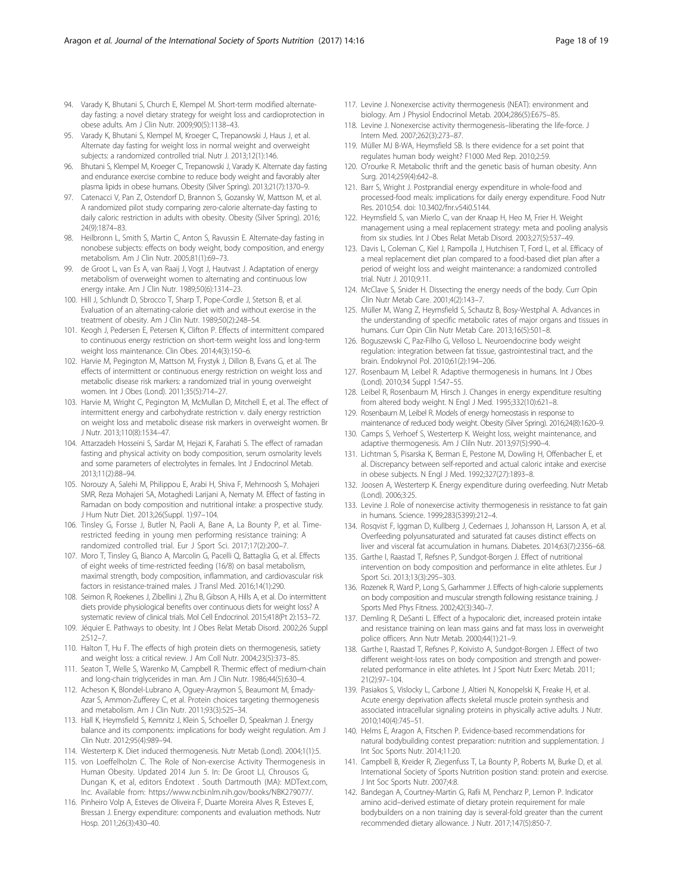94. Varady K, Bhutani S, Church E, Klempel M. Short-term modified alternate-day fasting: a novel dietary strategy for weight loss and cardioprotection in obese adults. Am J Clin Nutr. 2009;90(5):1138–43.
95. Varady K, Bhutani S, Klempel M, Kroeger C, Trepanowski J, Haus J, et al. Alternate day fasting for weight loss in normal weight and overweight subjects: a randomized controlled trial. Nutr J. 2013;12(1):146.
96. Bhutani S, Klempel M, Kroeger C, Trepanowski J, Varady K. Alternate day fasting and endurance exercise combine to reduce body weight and favorably alter plasma lipids in obese humans. Obesity (Silver Spring). 2013;21(7):1370–9.
97. Catenacci V, Pan Z, Ostendorf D, Brannon S, Gozansky W, Mattson M, et al. A randomized pilot study comparing zero-calorie alternate-day fasting to daily caloric restriction in adults with obesity. Obesity (Silver Spring). 2016; 24(9):1874–83.
98. Heilbronn L, Smith S, Martin C, Anton S, Ravussin E. Alternate-day fasting in nonobese subjects: effects on body weight, body composition, and energy metabolism. Am J Clin Nutr. 2005;81(1):69–73.
99. de Groot L, van Es A, van Raaij J, Vogt J, Hautvast J. Adaptation of energy metabolism of overweight women to alternating and continuous low energy intake. Am J Clin Nutr. 1989;50(6):1314–23.
100. Hill J, Schlundt D, Sbrocco T, Sharp T, Pope-Cordle J, Stetson B, et al. Evaluation of an alternating-calorie diet with and without exercise in the treatment of obesity. Am J Clin Nutr. 1989;50(2):248–54.
101. Keogh J, Pedersen E, Petersen K, Clifton P. Effects of intermittent compared to continuous energy restriction on short-term weight loss and long-term weight loss maintenance. Clin Obes. 2014;4(3):150–6.
102. Harvie M, Pegington M, Mattson M, Frystyk J, Dillon B, Evans G, et al. The effects of intermittent or continuous energy restriction on weight loss and metabolic disease risk markers: a randomized trial in young overweight women. Int J Obes (Lond). 2011;35(5):714–27.
103. Harvie M, Wright C, Pegington M, McMullan D, Mitchell E, et al. The effect of intermittent energy and carbohydrate restriction v. daily energy restriction on weight loss and metabolic disease risk markers in overweight women. Br J Nutr. 2013;110(8):1534–47.
104. Attarzadeh Hosseini S, Sardar M, Hejazi K, Farahati S. The effect of ramadan fasting and physical activity on body composition, serum osmolarity levels and some parameters of electrolytes in females. Int J Endocrinol Metab. 2013;11(2):88–94.
105. Norouzy A, Salehi M, Philippou E, Arabi H, Shiva F, Mehrnoosh S, Mohajeri SMR, Reza Mohajeri SA, Motaghedi Larijani A, Nematy M. Effect of fasting in Ramadan on body composition and nutritional intake: a prospective study. J Hum Nutr Diet. 2013;26(Suppl. 1):97–104.
106. Tinsley G, Forsse J, Butler N, Paoli A, Bane A, La Bounty P, et al. Time-restricted feeding in young men performing resistance training: A randomized controlled trial. Eur J Sport Sci. 2017;17(2):200–7.
107. Moro T, Tinsley G, Bianco A, Marcolin G, Pacelli Q, Battaglia G, et al. Effects of eight weeks of time-restricted feeding (16/8) on basal metabolism, maximal strength, body composition, inflammation, and cardiovascular risk factors in resistance-trained males. J Transl Med. 2016;14(1):290.
108. Seimon R, Roekenes J, Zibellini J, Zhu B, Gibson A, Hills A, et al. Do intermittent diets provide physiological benefits over continuous diets for weight loss? A systematic review of clinical trials. Mol Cell Endocrinol. 2015;418(Pt 2):153–72.
109. Jéquier E. Pathways to obesity. Int J Obes Relat Metab Disord. 2002;26 Suppl 2:S12–7.
110. Halton T, Hu F. The effects of high protein diets on thermogenesis, satiety and weight loss: a critical review. J Am Coll Nutr. 2004;23(5):373–85.
111. Seaton T, Welle S, Warenko M, Campbell R. Thermic effect of medium-chain and long-chain triglycerides in man. Am J Clin Nutr. 1986;44(5):630–4.
112. Acheson K, Blondel-Lubrano A, Oguey-Araymon S, Beaumont M, Emady-Azar S, Ammon-Zufferey C, et al. Protein choices targeting thermogenesis and metabolism. Am J Clin Nutr. 2011;93(3):525–34.
113. Hall K, Heymsfield S, Kemnitz J, Klein S, Schoeller D, Speakman J. Energy balance and its components: implications for body weight regulation. Am J Clin Nutr. 2012;95(4):989–94.
114. Westerterp K. Diet induced thermogenesis. Nutr Metab (Lond). 2004;1(1):5.
115. von Loeffelholzn C. The Role of Non-exercise Activity Thermogenesis in Human Obesity. Updated 2014 Jun 5. In: De Groot LJ, Chrousos G, Dungan K, et al, editors Endotext . South Dartmouth (MA): MDText.com, Inc. Available from: https://www.ncbi.nlm.nih.gov/books/NBK279077/.
116. Pinheiro Volp A, Esteves de Oliveira F, Duarte Moreira Alves R, Esteves E, Bressan J. Energy expenditure: components and evaluation methods. Nutr Hosp. 2011;26(3):430–40.
117. Levine J. Nonexercise activity thermogenesis (NEAT): environment and biology. Am J Physiol Endocrinol Metab. 2004;286(5):E675–85.
118. Levine J. Nonexercise activity thermogenesis–liberating the life-force. J Intern Med. 2007;262(3):273–87.
119. Müller MJ B-WA, Heymsfield SB. Is there evidence for a set point that regulates human body weight? F1000 Med Rep. 2010;2:59.
120. O'rourke R. Metabolic thrift and the genetic basis of human obesity. Ann Surg. 2014;259(4):642–8.
121. Barr S, Wright J. Postprandial energy expenditure in whole-food and processed-food meals: implications for daily energy expenditure. Food Nutr Res. 2010;54. doi: 10.3402/fnr.v54i0.5144.
122. Heymsfield S, van Mierlo C, van der Knaap H, Heo M, Frier H. Weight management using a meal replacement strategy: meta and pooling analysis from six studies. Int J Obes Relat Metab Disord. 2003;27(5):537–49.
123. Davis L, Coleman C, Kiel J, Rampolla J, Hutchisen T, Ford L, et al. Efficacy of a meal replacement diet plan compared to a food-based diet plan after a period of weight loss and weight maintenance: a randomized controlled trial. Nutr J. 2010;9:11.
124. McClave S, Snider H. Dissecting the energy needs of the body. Curr Opin Clin Nutr Metab Care. 2001;4(2):143–7.
125. Müller M, Wang Z, Heymsfield S, Schautz B, Bosy-Westphal A. Advances in the understanding of specific metabolic rates of major organs and tissues in humans. Curr Opin Clin Nutr Metab Care. 2013;16(5):501–8.
126. Boguszewski C, Paz-Filho G, Velloso L. Neuroendocrine body weight regulation: integration between fat tissue, gastrointestinal tract, and the brain. Endokrynol Pol. 2010;61(2):194–206.
127. Rosenbaum M, Leibel R. Adaptive thermogenesis in humans. Int J Obes (Lond). 2010;34 Suppl 1:S47–55.
128. Leibel R, Rosenbaum M, Hirsch J. Changes in energy expenditure resulting from altered body weight. N Engl J Med. 1995;332(10):621–8.
129. Rosenbaum M, Leibel R. Models of energy homeostasis in response to maintenance of reduced body weight. Obesity (Silver Spring). 2016;24(8):1620–9.
130. Camps S, Verhoef S, Westerterp K. Weight loss, weight maintenance, and adaptive thermogenesis. Am J Cliln Nutr. 2013;97(5):990–4.
131. Lichtman S, Pisarska K, Berman E, Pestone M, Dowling H, Offenbacher E, et al. Discrepancy between self-reported and actual caloric intake and exercise in obese subjects. N Engl J Med. 1992;327(27):1893–8.
132. Joosen A, Westerterp K. Energy expenditure during overfeeding. Nutr Metab (Lond). 2006;3:25.
133. Levine J. Role of nonexercise activity thermogenesis in resistance to fat gain in humans. Science. 1999;283(5399):212–4.
134. Rosqvist F, Iggman D, Kullberg J, Cedernaes J, Johansson H, Larsson A, et al. Overfeeding polyunsaturated and saturated fat causes distinct effects on liver and visceral fat accumulation in humans. Diabetes. 2014;63(7):2356–68.
135. Garthe I, Raastad T, Refsnes P, Sundgot-Borgen J. Effect of nutritional intervention on body composition and performance in elite athletes. Eur J Sport Sci. 2013;13(3):295–303.
136. Rozenek R, Ward P, Long S, Garhammer J. Effects of high-calorie supplements on body composition and muscular strength following resistance training. J Sports Med Phys Fitness. 2002;42(3):340–7.
137. Demling R, DeSanti L. Effect of a hypocaloric diet, increased protein intake and resistance training on lean mass gains and fat mass loss in overweight police officers. Ann Nutr Metab. 2000;44(1):21–9.
138. Garthe I, Raastad T, Refsnes P, Koivisto A, Sundgot-Borgen J. Effect of two different weight-loss rates on body composition and strength and power-related performance in elite athletes. Int J Sport Nutr Exerc Metab. 2011; 21(2):97–104.
139. Pasiakos S, Vislocky L, Carbone J, Altieri N, Konopelski K, Freake H, et al. Acute energy deprivation affects skeletal muscle protein synthesis and associated intracellular signaling proteins in physically active adults. J Nutr. 2010;140(4):745–51.
140. Helms E, Aragon A, Fitschen P. Evidence-based recommendations for natural bodybuilding contest preparation: nutrition and supplementation. J Int Soc Sports Nutr. 2014;11:20.
141. Campbell B, Kreider R, Ziegenfuss T, La Bounty P, Roberts M, Burke D, et al. International Society of Sports Nutrition position stand: protein and exercise. J Int Soc Sports Nutr. 2007;4:8.
142. Bandegan A, Courtney-Martin G, Rafii M, Pencharz P, Lemon P. Indicator amino acid–derived estimate of dietary protein requirement for male bodybuilders on a non training day is several-fold greater than the current recommended dietary allowance. J Nutr. 2017;147(5):850-7.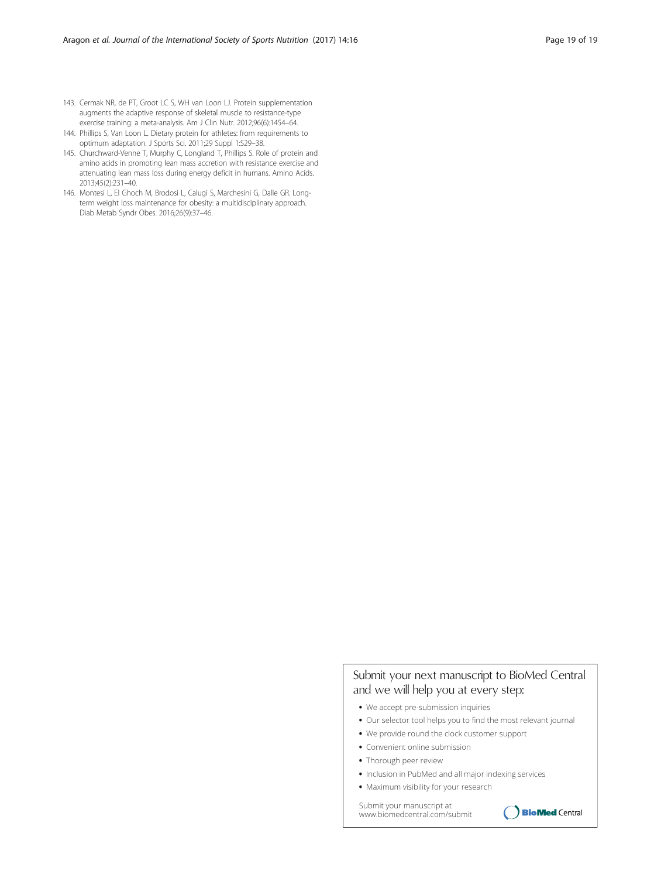143. Cermak NR, de PT, Groot LC S, WH van Loon LJ. Protein supplementation augments the adaptive response of skeletal muscle to resistance-type exercise training: a meta-analysis. Am J Clin Nutr. 2012;96(6):1454–64.
144. Phillips S, Van Loon L. Dietary protein for athletes: from requirements to optimum adaptation. J Sports Sci. 2011;29 Suppl 1:S29–38.
145. Churchward-Venne T, Murphy C, Longland T, Phillips S. Role of protein and amino acids in promoting lean mass accretion with resistance exercise and attenuating lean mass loss during energy deficit in humans. Amino Acids. 2013;45(2):231–40.
146. Montesi L, El Ghoch M, Brodosi L, Calugi S, Marchesini G, Dalle GR. Long-term weight loss maintenance for obesity: a multidisciplinary approach. Diab Metab Syndr Obes. 2016;26(9):37–46.

Submit your next manuscript to BioMed Central and we will help you at every step:

- We accept pre-submission inquiries
- Our selector tool helps you to find the most relevant journal
- We provide round the clock customer support
- Convenient online submission
- Thorough peer review
- Inclusion in PubMed and all major indexing services
- Maximum visibility for your research

Submit your manuscript at
www.biomedcentral.com/submit

BioMed Central